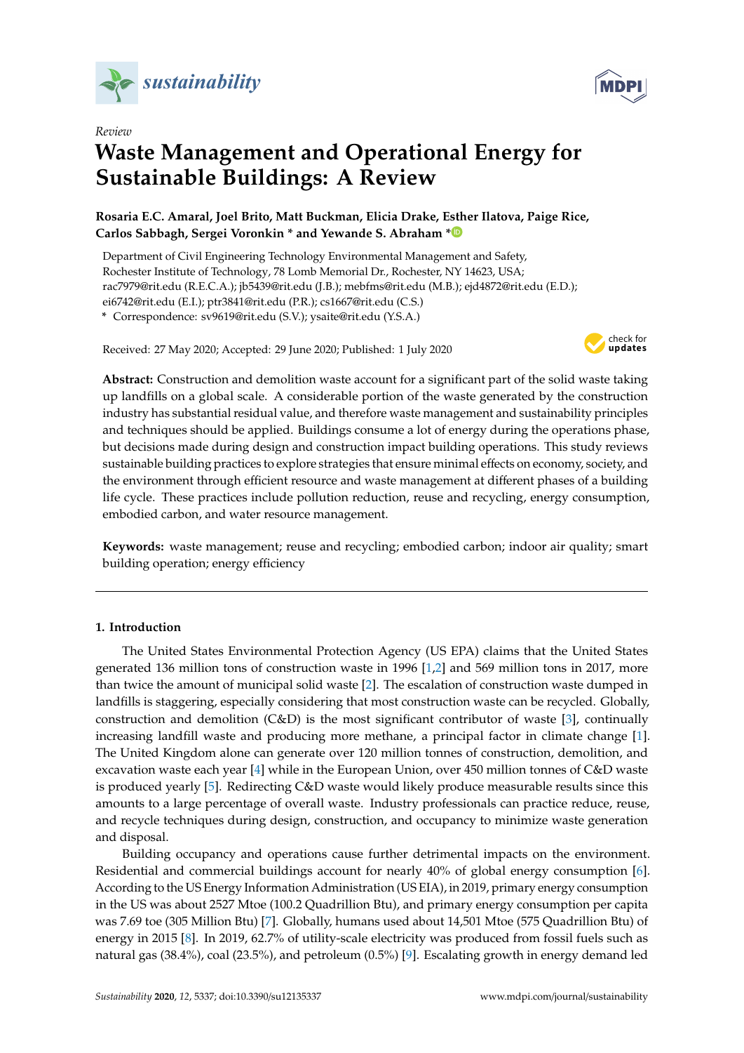Review

# Waste Management and Operational Energy for Sustainable Buildings: A Review

**Rosaria E.C. Amaral, Joel Brito, Matt Buckman, Elicia Drake, Esther Ilatova, Paige Rice, Carlos Sabbagh, Sergei Voronkin * and Yewande S. Abraham ***

Department of Civil Engineering Technology Environmental Management and Safety, Rochester Institute of Technology, 78 Lomb Memorial Dr., Rochester, NY 14623, USA; rac7979@rit.edu (R.E.C.A.); jb5439@rit.edu (J.B.); mebfms@rit.edu (M.B.); ejd4872@rit.edu (E.D.); ei6742@rit.edu (E.I.); ptr3841@rit.edu (P.R.); cs1667@rit.edu (C.S.)

\* Correspondence: sv9619@rit.edu (S.V.); ysaite@rit.edu (Y.S.A.)

Received: 27 May 2020; Accepted: 29 June 2020; Published: 1 July 2020

**Abstract:** Construction and demolition waste account for a significant part of the solid waste taking up landfills on a global scale. A considerable portion of the waste generated by the construction industry has substantial residual value, and therefore waste management and sustainability principles and techniques should be applied. Buildings consume a lot of energy during the operations phase, but decisions made during design and construction impact building operations. This study reviews sustainable building practices to explore strategies that ensure minimal effects on economy, society, and the environment through efficient resource and waste management at different phases of a building life cycle. These practices include pollution reduction, reuse and recycling, energy consumption, embodied carbon, and water resource management.

**Keywords:** waste management; reuse and recycling; embodied carbon; indoor air quality; smart building operation; energy efficiency

## 1. Introduction

The United States Environmental Protection Agency (US EPA) claims that the United States generated 136 million tons of construction waste in 1996 [1,2] and 569 million tons in 2017, more than twice the amount of municipal solid waste [2]. The escalation of construction waste dumped in landfills is staggering, especially considering that most construction waste can be recycled. Globally, construction and demolition (C&D) is the most significant contributor of waste [3], continually increasing landfill waste and producing more methane, a principal factor in climate change [1]. The United Kingdom alone can generate over 120 million tonnes of construction, demolition, and excavation waste each year [4] while in the European Union, over 450 million tonnes of C&D waste is produced yearly [5]. Redirecting C&D waste would likely produce measurable results since this amounts to a large percentage of overall waste. Industry professionals can practice reduce, reuse, and recycle techniques during design, construction, and occupancy to minimize waste generation and disposal.

Building occupancy and operations cause further detrimental impacts on the environment. Residential and commercial buildings account for nearly 40% of global energy consumption [6]. According to the US Energy Information Administration (US EIA), in 2019, primary energy consumption in the US was about 2527 Mtoe (100.2 Quadrillion Btu), and primary energy consumption per capita was 7.69 toe (305 Million Btu) [7]. Globally, humans used about 14,501 Mtoe (575 Quadrillion Btu) of energy in 2015 [8]. In 2019, 62.7% of utility-scale electricity was produced from fossil fuels such as natural gas (38.4%), coal (23.5%), and petroleum (0.5%) [9]. Escalating growth in energy demand led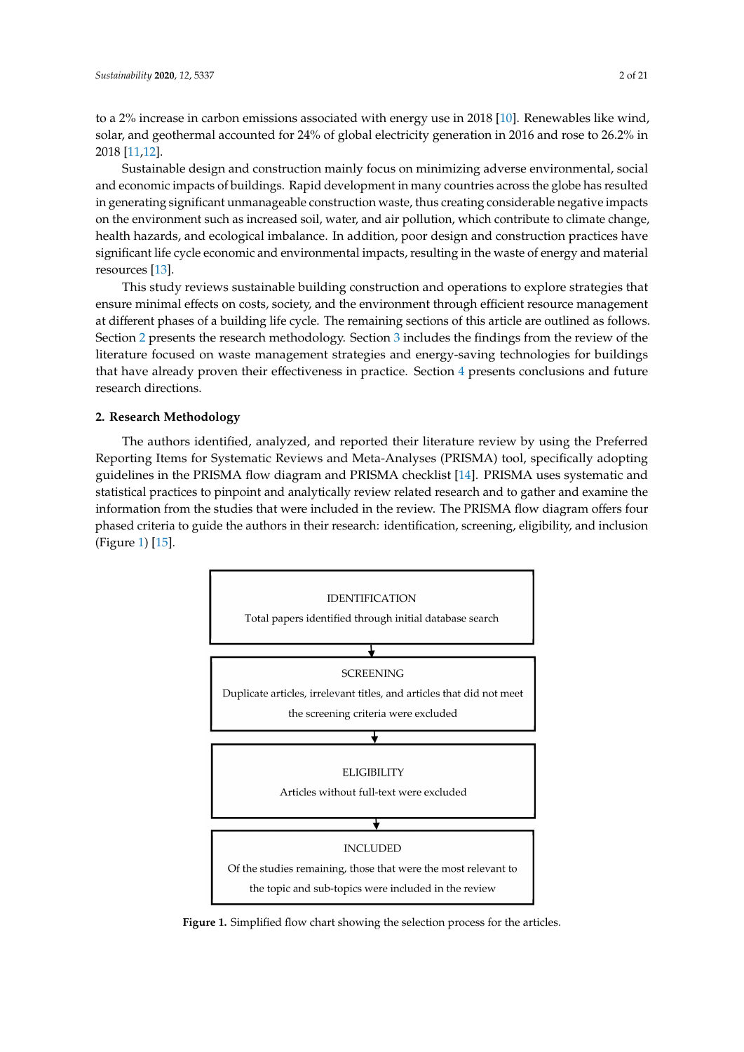to a 2% increase in carbon emissions associated with energy use in 2018 [10]. Renewables like wind, solar, and geothermal accounted for 24% of global electricity generation in 2016 and rose to 26.2% in 2018 [11,12].

Sustainable design and construction mainly focus on minimizing adverse environmental, social and economic impacts of buildings. Rapid development in many countries across the globe has resulted in generating significant unmanageable construction waste, thus creating considerable negative impacts on the environment such as increased soil, water, and air pollution, which contribute to climate change, health hazards, and ecological imbalance. In addition, poor design and construction practices have significant life cycle economic and environmental impacts, resulting in the waste of energy and material resources [13].

This study reviews sustainable building construction and operations to explore strategies that ensure minimal effects on costs, society, and the environment through efficient resource management at different phases of a building life cycle. The remaining sections of this article are outlined as follows. Section 2 presents the research methodology. Section 3 includes the findings from the review of the literature focused on waste management strategies and energy-saving technologies for buildings that have already proven their effectiveness in practice. Section 4 presents conclusions and future research directions.

## 2. Research Methodology

The authors identified, analyzed, and reported their literature review by using the Preferred Reporting Items for Systematic Reviews and Meta-Analyses (PRISMA) tool, specifically adopting guidelines in the PRISMA flow diagram and PRISMA checklist [14]. PRISMA uses systematic and statistical practices to pinpoint and analytically review related research and to gather and examine the information from the studies that were included in the review. The PRISMA flow diagram offers four phased criteria to guide the authors in their research: identification, screening, eligibility, and inclusion (Figure 1) [15].

IDENTIFICATION
Total papers identified through initial database search

↓

SCREENING
Duplicate articles, irrelevant titles, and articles that did not meet the screening criteria were excluded

↓

ELIGIBILITY
Articles without full-text were excluded

↓

INCLUDED
Of the studies remaining, those that were the most relevant to the topic and sub-topics were included in the review

**Figure 1.** Simplified flow chart showing the selection process for the articles.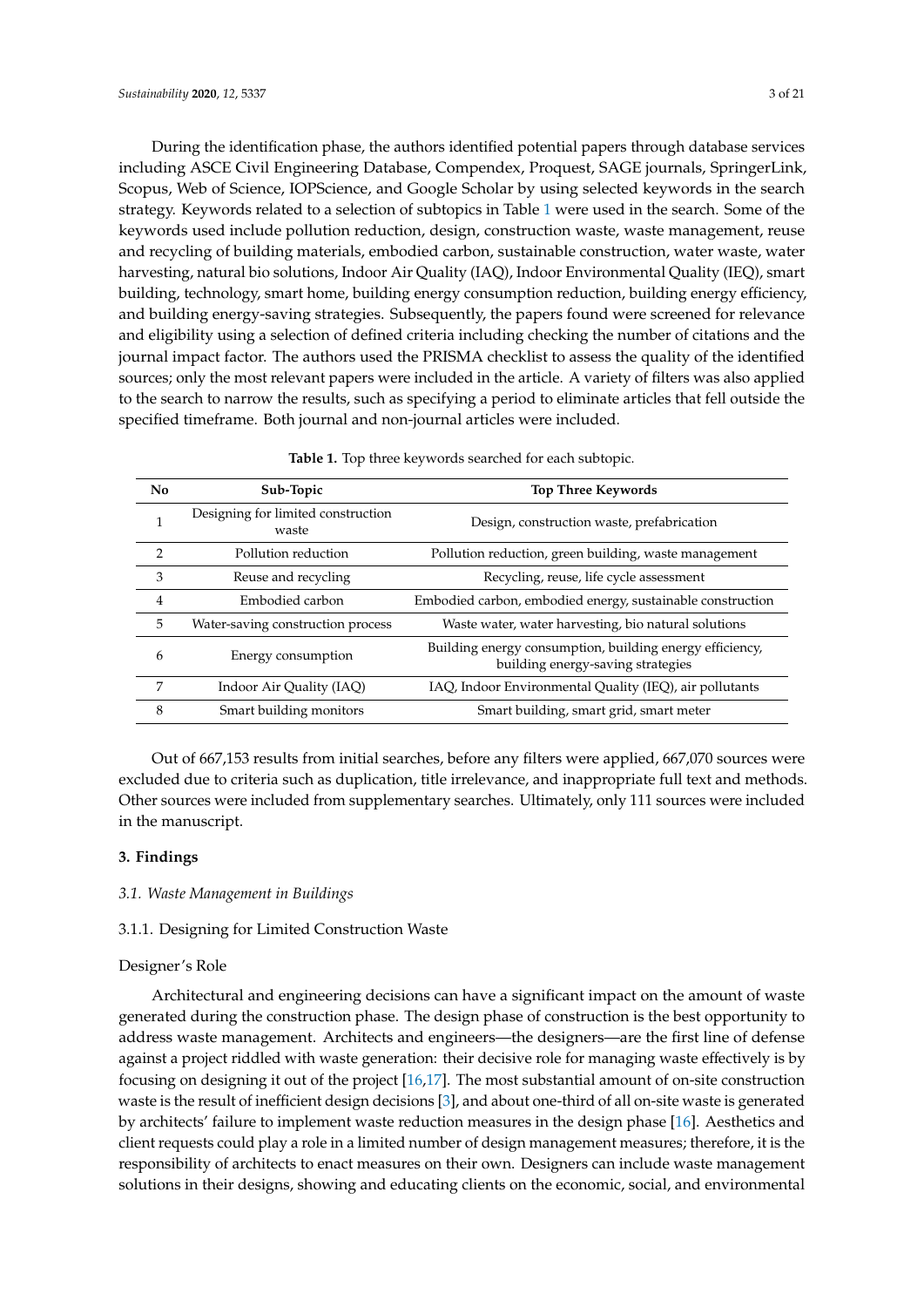During the identification phase, the authors identified potential papers through database services including ASCE Civil Engineering Database, Compendex, Proquest, SAGE journals, SpringerLink, Scopus, Web of Science, IOPScience, and Google Scholar by using selected keywords in the search strategy. Keywords related to a selection of subtopics in Table 1 were used in the search. Some of the keywords used include pollution reduction, design, construction waste, waste management, reuse and recycling of building materials, embodied carbon, sustainable construction, water waste, water harvesting, natural bio solutions, Indoor Air Quality (IAQ), Indoor Environmental Quality (IEQ), smart building, technology, smart home, building energy consumption reduction, building energy efficiency, and building energy-saving strategies. Subsequently, the papers found were screened for relevance and eligibility using a selection of defined criteria including checking the number of citations and the journal impact factor. The authors used the PRISMA checklist to assess the quality of the identified sources; only the most relevant papers were included in the article. A variety of filters was also applied to the search to narrow the results, such as specifying a period to eliminate articles that fell outside the specified timeframe. Both journal and non-journal articles were included.

**Table 1.** Top three keywords searched for each subtopic.

| No | Sub-Topic | Top Three Keywords |
|---|---|---|
| 1 | Designing for limited construction waste | Design, construction waste, prefabrication |
| 2 | Pollution reduction | Pollution reduction, green building, waste management |
| 3 | Reuse and recycling | Recycling, reuse, life cycle assessment |
| 4 | Embodied carbon | Embodied carbon, embodied energy, sustainable construction |
| 5 | Water-saving construction process | Waste water, water harvesting, bio natural solutions |
| 6 | Energy consumption | Building energy consumption, building energy efficiency, building energy-saving strategies |
| 7 | Indoor Air Quality (IAQ) | IAQ, Indoor Environmental Quality (IEQ), air pollutants |
| 8 | Smart building monitors | Smart building, smart grid, smart meter |

Out of 667,153 results from initial searches, before any filters were applied, 667,070 sources were excluded due to criteria such as duplication, title irrelevance, and inappropriate full text and methods. Other sources were included from supplementary searches. Ultimately, only 111 sources were included in the manuscript.

## 3. Findings

### *3.1. Waste Management in Buildings*

#### 3.1.1. Designing for Limited Construction Waste

Designer's Role

Architectural and engineering decisions can have a significant impact on the amount of waste generated during the construction phase. The design phase of construction is the best opportunity to address waste management. Architects and engineers—the designers—are the first line of defense against a project riddled with waste generation: their decisive role for managing waste effectively is by focusing on designing it out of the project [16,17]. The most substantial amount of on-site construction waste is the result of inefficient design decisions [3], and about one-third of all on-site waste is generated by architects' failure to implement waste reduction measures in the design phase [16]. Aesthetics and client requests could play a role in a limited number of design management measures; therefore, it is the responsibility of architects to enact measures on their own. Designers can include waste management solutions in their designs, showing and educating clients on the economic, social, and environmental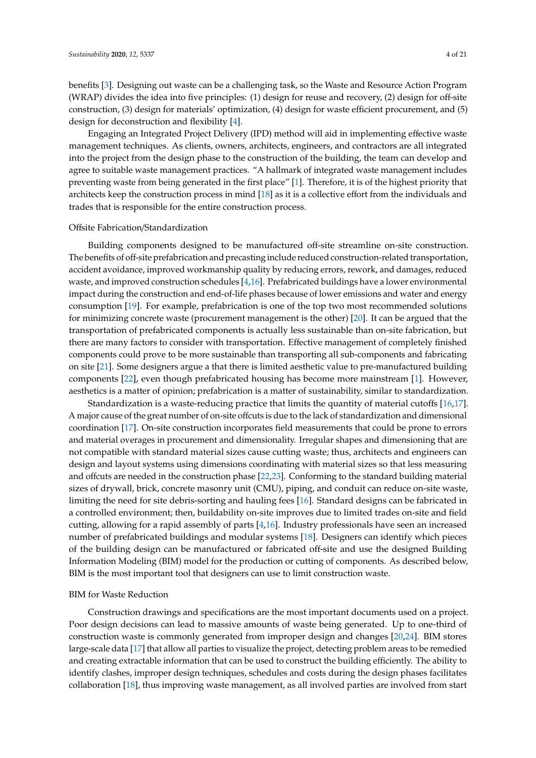benefits [3]. Designing out waste can be a challenging task, so the Waste and Resource Action Program (WRAP) divides the idea into five principles: (1) design for reuse and recovery, (2) design for off-site construction, (3) design for materials' optimization, (4) design for waste efficient procurement, and (5) design for deconstruction and flexibility [4].

Engaging an Integrated Project Delivery (IPD) method will aid in implementing effective waste management techniques. As clients, owners, architects, engineers, and contractors are all integrated into the project from the design phase to the construction of the building, the team can develop and agree to suitable waste management practices. "A hallmark of integrated waste management includes preventing waste from being generated in the first place" [1]. Therefore, it is of the highest priority that architects keep the construction process in mind [18] as it is a collective effort from the individuals and trades that is responsible for the entire construction process.

Offsite Fabrication/Standardization

Building components designed to be manufactured off-site streamline on-site construction. The benefits of off-site prefabrication and precasting include reduced construction-related transportation, accident avoidance, improved workmanship quality by reducing errors, rework, and damages, reduced waste, and improved construction schedules [4,16]. Prefabricated buildings have a lower environmental impact during the construction and end-of-life phases because of lower emissions and water and energy consumption [19]. For example, prefabrication is one of the top two most recommended solutions for minimizing concrete waste (procurement management is the other) [20]. It can be argued that the transportation of prefabricated components is actually less sustainable than on-site fabrication, but there are many factors to consider with transportation. Effective management of completely finished components could prove to be more sustainable than transporting all sub-components and fabricating on site [21]. Some designers argue a that there is limited aesthetic value to pre-manufactured building components [22], even though prefabricated housing has become more mainstream [1]. However, aesthetics is a matter of opinion; prefabrication is a matter of sustainability, similar to standardization.

Standardization is a waste-reducing practice that limits the quantity of material cutoffs [16,17]. A major cause of the great number of on-site offcuts is due to the lack of standardization and dimensional coordination [17]. On-site construction incorporates field measurements that could be prone to errors and material overages in procurement and dimensionality. Irregular shapes and dimensioning that are not compatible with standard material sizes cause cutting waste; thus, architects and engineers can design and layout systems using dimensions coordinating with material sizes so that less measuring and offcuts are needed in the construction phase [22,23]. Conforming to the standard building material sizes of drywall, brick, concrete masonry unit (CMU), piping, and conduit can reduce on-site waste, limiting the need for site debris-sorting and hauling fees [16]. Standard designs can be fabricated in a controlled environment; then, buildability on-site improves due to limited trades on-site and field cutting, allowing for a rapid assembly of parts [4,16]. Industry professionals have seen an increased number of prefabricated buildings and modular systems [18]. Designers can identify which pieces of the building design can be manufactured or fabricated off-site and use the designed Building Information Modeling (BIM) model for the production or cutting of components. As described below, BIM is the most important tool that designers can use to limit construction waste.

BIM for Waste Reduction

Construction drawings and specifications are the most important documents used on a project. Poor design decisions can lead to massive amounts of waste being generated. Up to one-third of construction waste is commonly generated from improper design and changes [20,24]. BIM stores large-scale data [17] that allow all parties to visualize the project, detecting problem areas to be remedied and creating extractable information that can be used to construct the building efficiently. The ability to identify clashes, improper design techniques, schedules and costs during the design phases facilitates collaboration [18], thus improving waste management, as all involved parties are involved from start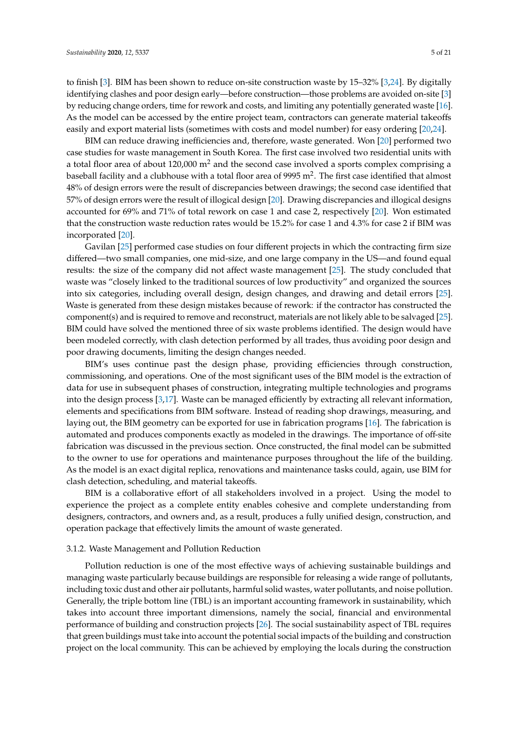to finish [3]. BIM has been shown to reduce on-site construction waste by 15–32% [3,24]. By digitally identifying clashes and poor design early—before construction—those problems are avoided on-site [3] by reducing change orders, time for rework and costs, and limiting any potentially generated waste [16]. As the model can be accessed by the entire project team, contractors can generate material takeoffs easily and export material lists (sometimes with costs and model number) for easy ordering [20,24].

BIM can reduce drawing inefficiencies and, therefore, waste generated. Won [20] performed two case studies for waste management in South Korea. The first case involved two residential units with a total floor area of about 120,000 $m^2$ and the second case involved a sports complex comprising a baseball facility and a clubhouse with a total floor area of 9995 $m^2$. The first case identified that almost 48% of design errors were the result of discrepancies between drawings; the second case identified that 57% of design errors were the result of illogical design [20]. Drawing discrepancies and illogical designs accounted for 69% and 71% of total rework on case 1 and case 2, respectively [20]. Won estimated that the construction waste reduction rates would be 15.2% for case 1 and 4.3% for case 2 if BIM was incorporated [20].

Gavilan [25] performed case studies on four different projects in which the contracting firm size differed—two small companies, one mid-size, and one large company in the US—and found equal results: the size of the company did not affect waste management [25]. The study concluded that waste was "closely linked to the traditional sources of low productivity" and organized the sources into six categories, including overall design, design changes, and drawing and detail errors [25]. Waste is generated from these design mistakes because of rework: if the contractor has constructed the component(s) and is required to remove and reconstruct, materials are not likely able to be salvaged [25]. BIM could have solved the mentioned three of six waste problems identified. The design would have been modeled correctly, with clash detection performed by all trades, thus avoiding poor design and poor drawing documents, limiting the design changes needed.

BIM's uses continue past the design phase, providing efficiencies through construction, commissioning, and operations. One of the most significant uses of the BIM model is the extraction of data for use in subsequent phases of construction, integrating multiple technologies and programs into the design process [3,17]. Waste can be managed efficiently by extracting all relevant information, elements and specifications from BIM software. Instead of reading shop drawings, measuring, and laying out, the BIM geometry can be exported for use in fabrication programs [16]. The fabrication is automated and produces components exactly as modeled in the drawings. The importance of off-site fabrication was discussed in the previous section. Once constructed, the final model can be submitted to the owner to use for operations and maintenance purposes throughout the life of the building. As the model is an exact digital replica, renovations and maintenance tasks could, again, use BIM for clash detection, scheduling, and material takeoffs.

BIM is a collaborative effort of all stakeholders involved in a project. Using the model to experience the project as a complete entity enables cohesive and complete understanding from designers, contractors, and owners and, as a result, produces a fully unified design, construction, and operation package that effectively limits the amount of waste generated.

### 3.1.2. Waste Management and Pollution Reduction

Pollution reduction is one of the most effective ways of achieving sustainable buildings and managing waste particularly because buildings are responsible for releasing a wide range of pollutants, including toxic dust and other air pollutants, harmful solid wastes, water pollutants, and noise pollution. Generally, the triple bottom line (TBL) is an important accounting framework in sustainability, which takes into account three important dimensions, namely the social, financial and environmental performance of building and construction projects [26]. The social sustainability aspect of TBL requires that green buildings must take into account the potential social impacts of the building and construction project on the local community. This can be achieved by employing the locals during the construction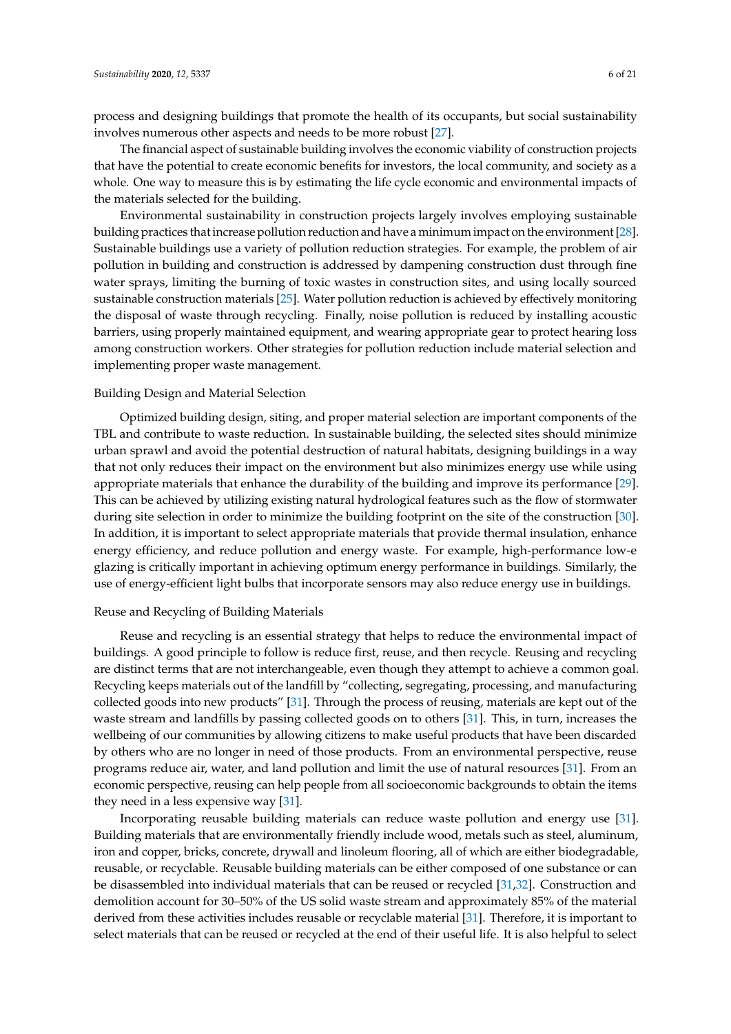process and designing buildings that promote the health of its occupants, but social sustainability involves numerous other aspects and needs to be more robust [27].

The financial aspect of sustainable building involves the economic viability of construction projects that have the potential to create economic benefits for investors, the local community, and society as a whole. One way to measure this is by estimating the life cycle economic and environmental impacts of the materials selected for the building.

Environmental sustainability in construction projects largely involves employing sustainable building practices that increase pollution reduction and have a minimum impact on the environment [28]. Sustainable buildings use a variety of pollution reduction strategies. For example, the problem of air pollution in building and construction is addressed by dampening construction dust through fine water sprays, limiting the burning of toxic wastes in construction sites, and using locally sourced sustainable construction materials [25]. Water pollution reduction is achieved by effectively monitoring the disposal of waste through recycling. Finally, noise pollution is reduced by installing acoustic barriers, using properly maintained equipment, and wearing appropriate gear to protect hearing loss among construction workers. Other strategies for pollution reduction include material selection and implementing proper waste management.

Building Design and Material Selection

Optimized building design, siting, and proper material selection are important components of the TBL and contribute to waste reduction. In sustainable building, the selected sites should minimize urban sprawl and avoid the potential destruction of natural habitats, designing buildings in a way that not only reduces their impact on the environment but also minimizes energy use while using appropriate materials that enhance the durability of the building and improve its performance [29]. This can be achieved by utilizing existing natural hydrological features such as the flow of stormwater during site selection in order to minimize the building footprint on the site of the construction [30]. In addition, it is important to select appropriate materials that provide thermal insulation, enhance energy efficiency, and reduce pollution and energy waste. For example, high-performance low-e glazing is critically important in achieving optimum energy performance in buildings. Similarly, the use of energy-efficient light bulbs that incorporate sensors may also reduce energy use in buildings.

Reuse and Recycling of Building Materials

Reuse and recycling is an essential strategy that helps to reduce the environmental impact of buildings. A good principle to follow is reduce first, reuse, and then recycle. Reusing and recycling are distinct terms that are not interchangeable, even though they attempt to achieve a common goal. Recycling keeps materials out of the landfill by "collecting, segregating, processing, and manufacturing collected goods into new products" [31]. Through the process of reusing, materials are kept out of the waste stream and landfills by passing collected goods on to others [31]. This, in turn, increases the wellbeing of our communities by allowing citizens to make useful products that have been discarded by others who are no longer in need of those products. From an environmental perspective, reuse programs reduce air, water, and land pollution and limit the use of natural resources [31]. From an economic perspective, reusing can help people from all socioeconomic backgrounds to obtain the items they need in a less expensive way [31].

Incorporating reusable building materials can reduce waste pollution and energy use [31]. Building materials that are environmentally friendly include wood, metals such as steel, aluminum, iron and copper, bricks, concrete, drywall and linoleum flooring, all of which are either biodegradable, reusable, or recyclable. Reusable building materials can be either composed of one substance or can be disassembled into individual materials that can be reused or recycled [31,32]. Construction and demolition account for 30–50% of the US solid waste stream and approximately 85% of the material derived from these activities includes reusable or recyclable material [31]. Therefore, it is important to select materials that can be reused or recycled at the end of their useful life. It is also helpful to select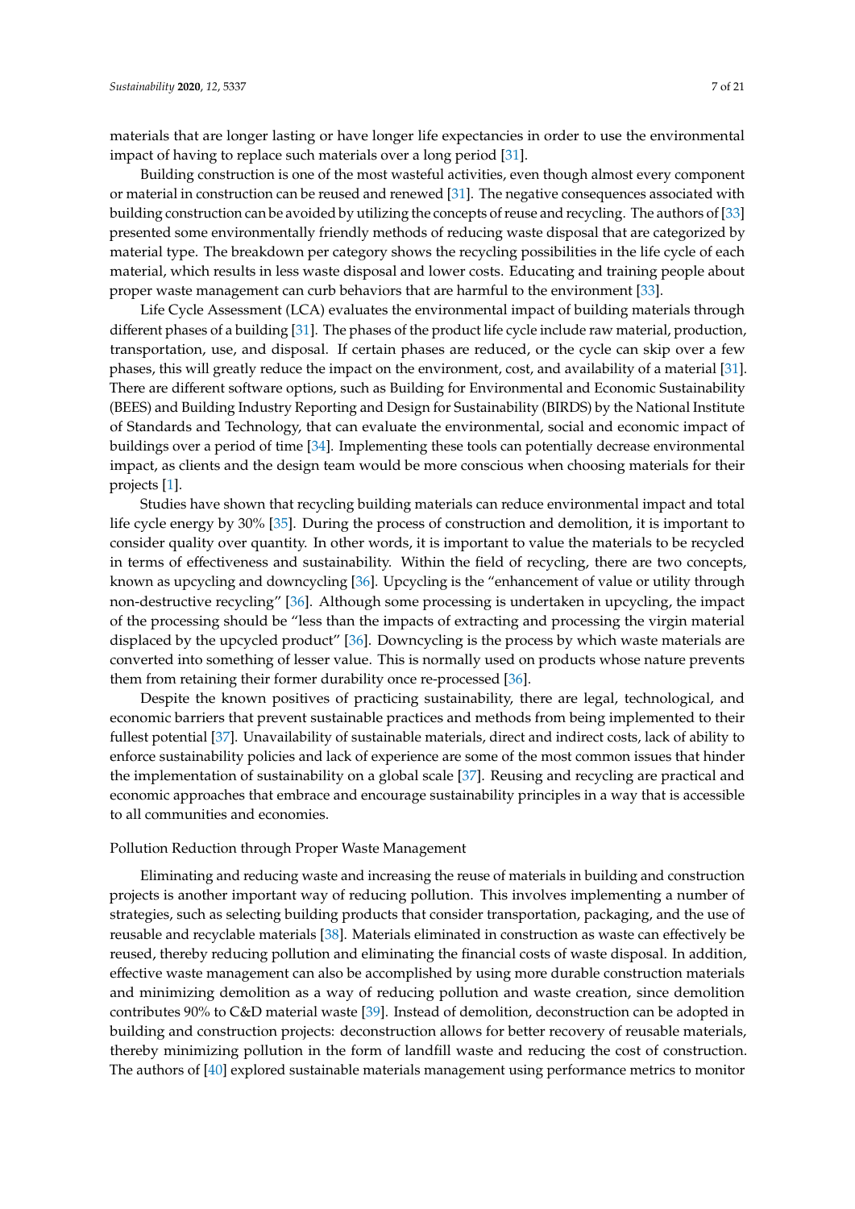materials that are longer lasting or have longer life expectancies in order to use the environmental impact of having to replace such materials over a long period [31].

Building construction is one of the most wasteful activities, even though almost every component or material in construction can be reused and renewed [31]. The negative consequences associated with building construction can be avoided by utilizing the concepts of reuse and recycling. The authors of [33] presented some environmentally friendly methods of reducing waste disposal that are categorized by material type. The breakdown per category shows the recycling possibilities in the life cycle of each material, which results in less waste disposal and lower costs. Educating and training people about proper waste management can curb behaviors that are harmful to the environment [33].

Life Cycle Assessment (LCA) evaluates the environmental impact of building materials through different phases of a building [31]. The phases of the product life cycle include raw material, production, transportation, use, and disposal. If certain phases are reduced, or the cycle can skip over a few phases, this will greatly reduce the impact on the environment, cost, and availability of a material [31]. There are different software options, such as Building for Environmental and Economic Sustainability (BEES) and Building Industry Reporting and Design for Sustainability (BIRDS) by the National Institute of Standards and Technology, that can evaluate the environmental, social and economic impact of buildings over a period of time [34]. Implementing these tools can potentially decrease environmental impact, as clients and the design team would be more conscious when choosing materials for their projects [1].

Studies have shown that recycling building materials can reduce environmental impact and total life cycle energy by 30% [35]. During the process of construction and demolition, it is important to consider quality over quantity. In other words, it is important to value the materials to be recycled in terms of effectiveness and sustainability. Within the field of recycling, there are two concepts, known as upcycling and downcycling [36]. Upcycling is the "enhancement of value or utility through non-destructive recycling" [36]. Although some processing is undertaken in upcycling, the impact of the processing should be "less than the impacts of extracting and processing the virgin material displaced by the upcycled product" [36]. Downcycling is the process by which waste materials are converted into something of lesser value. This is normally used on products whose nature prevents them from retaining their former durability once re-processed [36].

Despite the known positives of practicing sustainability, there are legal, technological, and economic barriers that prevent sustainable practices and methods from being implemented to their fullest potential [37]. Unavailability of sustainable materials, direct and indirect costs, lack of ability to enforce sustainability policies and lack of experience are some of the most common issues that hinder the implementation of sustainability on a global scale [37]. Reusing and recycling are practical and economic approaches that embrace and encourage sustainability principles in a way that is accessible to all communities and economies.

Pollution Reduction through Proper Waste Management

Eliminating and reducing waste and increasing the reuse of materials in building and construction projects is another important way of reducing pollution. This involves implementing a number of strategies, such as selecting building products that consider transportation, packaging, and the use of reusable and recyclable materials [38]. Materials eliminated in construction as waste can effectively be reused, thereby reducing pollution and eliminating the financial costs of waste disposal. In addition, effective waste management can also be accomplished by using more durable construction materials and minimizing demolition as a way of reducing pollution and waste creation, since demolition contributes 90% to C&D material waste [39]. Instead of demolition, deconstruction can be adopted in building and construction projects: deconstruction allows for better recovery of reusable materials, thereby minimizing pollution in the form of landfill waste and reducing the cost of construction. The authors of [40] explored sustainable materials management using performance metrics to monitor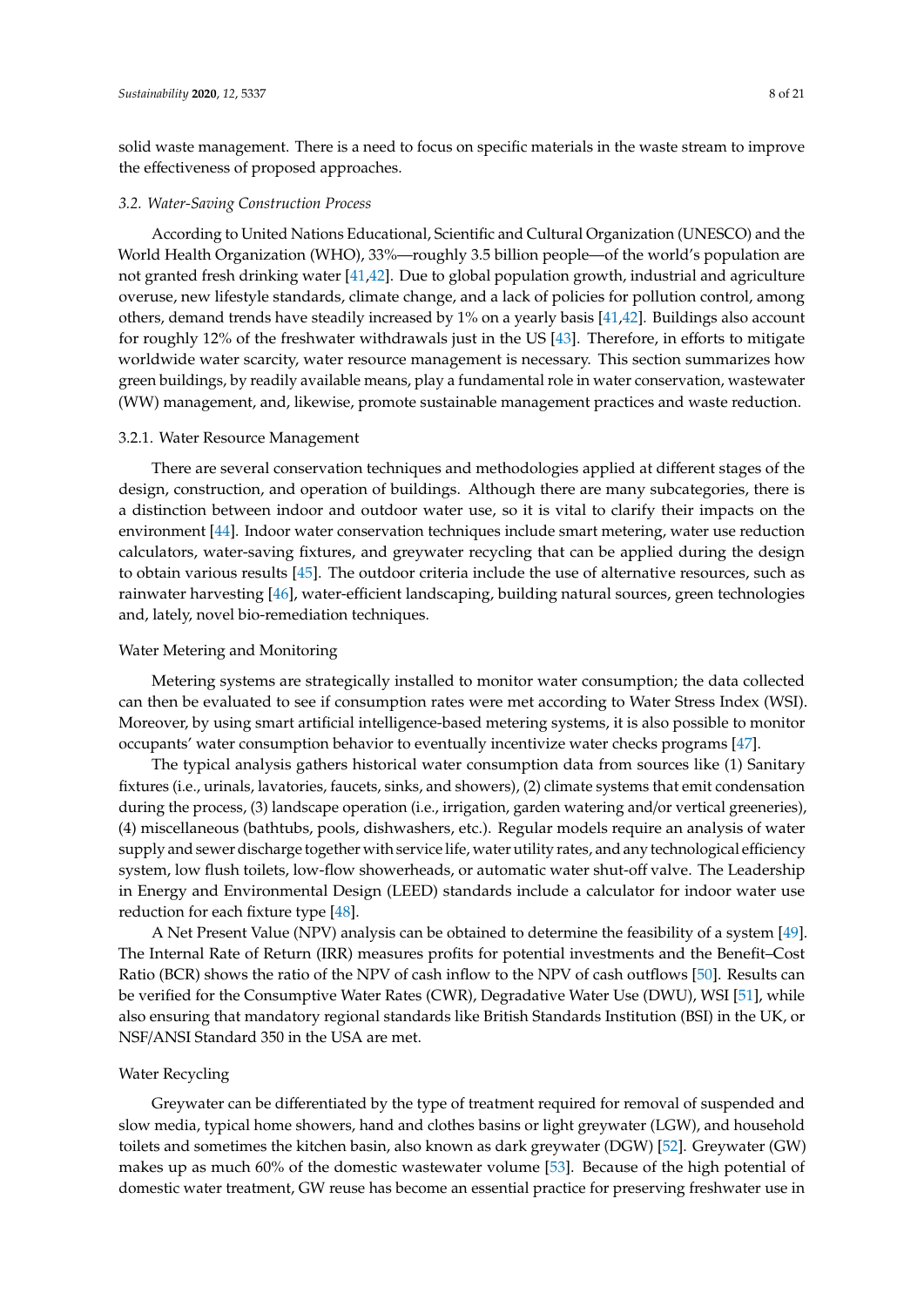solid waste management. There is a need to focus on specific materials in the waste stream to improve the effectiveness of proposed approaches.

### *3.2. Water-Saving Construction Process*

According to United Nations Educational, Scientific and Cultural Organization (UNESCO) and the World Health Organization (WHO), 33%—roughly 3.5 billion people—of the world's population are not granted fresh drinking water [41,42]. Due to global population growth, industrial and agriculture overuse, new lifestyle standards, climate change, and a lack of policies for pollution control, among others, demand trends have steadily increased by 1% on a yearly basis [41,42]. Buildings also account for roughly 12% of the freshwater withdrawals just in the US [43]. Therefore, in efforts to mitigate worldwide water scarcity, water resource management is necessary. This section summarizes how green buildings, by readily available means, play a fundamental role in water conservation, wastewater (WW) management, and, likewise, promote sustainable management practices and waste reduction.

#### 3.2.1. Water Resource Management

There are several conservation techniques and methodologies applied at different stages of the design, construction, and operation of buildings. Although there are many subcategories, there is a distinction between indoor and outdoor water use, so it is vital to clarify their impacts on the environment [44]. Indoor water conservation techniques include smart metering, water use reduction calculators, water-saving fixtures, and greywater recycling that can be applied during the design to obtain various results [45]. The outdoor criteria include the use of alternative resources, such as rainwater harvesting [46], water-efficient landscaping, building natural sources, green technologies and, lately, novel bio-remediation techniques.

##### Water Metering and Monitoring

Metering systems are strategically installed to monitor water consumption; the data collected can then be evaluated to see if consumption rates were met according to Water Stress Index (WSI). Moreover, by using smart artificial intelligence-based metering systems, it is also possible to monitor occupants' water consumption behavior to eventually incentivize water checks programs [47].

The typical analysis gathers historical water consumption data from sources like (1) Sanitary fixtures (i.e., urinals, lavatories, faucets, sinks, and showers), (2) climate systems that emit condensation during the process, (3) landscape operation (i.e., irrigation, garden watering and/or vertical greeneries), (4) miscellaneous (bathtubs, pools, dishwashers, etc.). Regular models require an analysis of water supply and sewer discharge together with service life, water utility rates, and any technological efficiency system, low flush toilets, low-flow showerheads, or automatic water shut-off valve. The Leadership in Energy and Environmental Design (LEED) standards include a calculator for indoor water use reduction for each fixture type [48].

A Net Present Value (NPV) analysis can be obtained to determine the feasibility of a system [49]. The Internal Rate of Return (IRR) measures profits for potential investments and the Benefit–Cost Ratio (BCR) shows the ratio of the NPV of cash inflow to the NPV of cash outflows [50]. Results can be verified for the Consumptive Water Rates (CWR), Degradative Water Use (DWU), WSI [51], while also ensuring that mandatory regional standards like British Standards Institution (BSI) in the UK, or NSF/ANSI Standard 350 in the USA are met.

##### Water Recycling

Greywater can be differentiated by the type of treatment required for removal of suspended and slow media, typical home showers, hand and clothes basins or light greywater (LGW), and household toilets and sometimes the kitchen basin, also known as dark greywater (DGW) [52]. Greywater (GW) makes up as much 60% of the domestic wastewater volume [53]. Because of the high potential of domestic water treatment, GW reuse has become an essential practice for preserving freshwater use in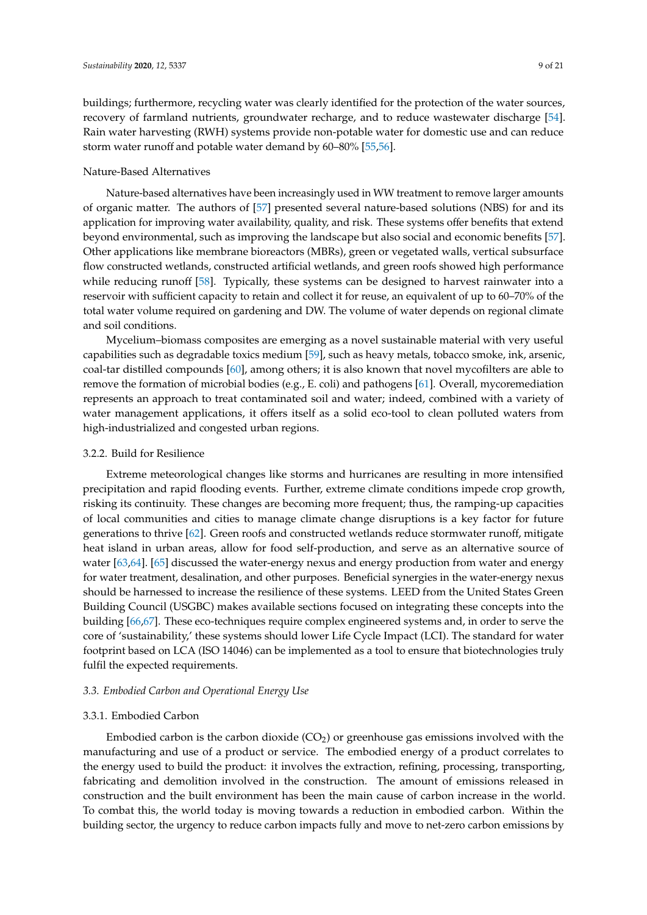buildings; furthermore, recycling water was clearly identified for the protection of the water sources, recovery of farmland nutrients, groundwater recharge, and to reduce wastewater discharge [54]. Rain water harvesting (RWH) systems provide non-potable water for domestic use and can reduce storm water runoff and potable water demand by 60–80% [55,56].

Nature-Based Alternatives

Nature-based alternatives have been increasingly used in WW treatment to remove larger amounts of organic matter. The authors of [57] presented several nature-based solutions (NBS) for and its application for improving water availability, quality, and risk. These systems offer benefits that extend beyond environmental, such as improving the landscape but also social and economic benefits [57]. Other applications like membrane bioreactors (MBRs), green or vegetated walls, vertical subsurface flow constructed wetlands, constructed artificial wetlands, and green roofs showed high performance while reducing runoff [58]. Typically, these systems can be designed to harvest rainwater into a reservoir with sufficient capacity to retain and collect it for reuse, an equivalent of up to 60–70% of the total water volume required on gardening and DW. The volume of water depends on regional climate and soil conditions.

Mycelium–biomass composites are emerging as a novel sustainable material with very useful capabilities such as degradable toxics medium [59], such as heavy metals, tobacco smoke, ink, arsenic, coal-tar distilled compounds [60], among others; it is also known that novel mycofilters are able to remove the formation of microbial bodies (e.g., E. coli) and pathogens [61]. Overall, mycoremediation represents an approach to treat contaminated soil and water; indeed, combined with a variety of water management applications, it offers itself as a solid eco-tool to clean polluted waters from high-industrialized and congested urban regions.

#### 3.2.2. Build for Resilience

Extreme meteorological changes like storms and hurricanes are resulting in more intensified precipitation and rapid flooding events. Further, extreme climate conditions impede crop growth, risking its continuity. These changes are becoming more frequent; thus, the ramping-up capacities of local communities and cities to manage climate change disruptions is a key factor for future generations to thrive [62]. Green roofs and constructed wetlands reduce stormwater runoff, mitigate heat island in urban areas, allow for food self-production, and serve as an alternative source of water [63,64]. [65] discussed the water-energy nexus and energy production from water and energy for water treatment, desalination, and other purposes. Beneficial synergies in the water-energy nexus should be harnessed to increase the resilience of these systems. LEED from the United States Green Building Council (USGBC) makes available sections focused on integrating these concepts into the building [66,67]. These eco-techniques require complex engineered systems and, in order to serve the core of 'sustainability,' these systems should lower Life Cycle Impact (LCI). The standard for water footprint based on LCA (ISO 14046) can be implemented as a tool to ensure that biotechnologies truly fulfil the expected requirements.

### *3.3. Embodied Carbon and Operational Energy Use*

#### 3.3.1. Embodied Carbon

Embodied carbon is the carbon dioxide ($CO_2$) or greenhouse gas emissions involved with the manufacturing and use of a product or service. The embodied energy of a product correlates to the energy used to build the product: it involves the extraction, refining, processing, transporting, fabricating and demolition involved in the construction. The amount of emissions released in construction and the built environment has been the main cause of carbon increase in the world. To combat this, the world today is moving towards a reduction in embodied carbon. Within the building sector, the urgency to reduce carbon impacts fully and move to net-zero carbon emissions by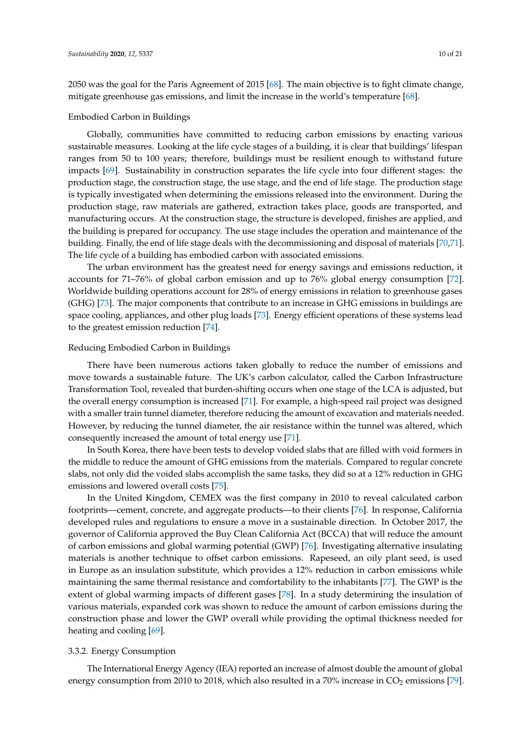2050 was the goal for the Paris Agreement of 2015 [68]. The main objective is to fight climate change, mitigate greenhouse gas emissions, and limit the increase in the world's temperature [68].

Embodied Carbon in Buildings

Globally, communities have committed to reducing carbon emissions by enacting various sustainable measures. Looking at the life cycle stages of a building, it is clear that buildings' lifespan ranges from 50 to 100 years; therefore, buildings must be resilient enough to withstand future impacts [69]. Sustainability in construction separates the life cycle into four different stages: the production stage, the construction stage, the use stage, and the end of life stage. The production stage is typically investigated when determining the emissions released into the environment. During the production stage, raw materials are gathered, extraction takes place, goods are transported, and manufacturing occurs. At the construction stage, the structure is developed, finishes are applied, and the building is prepared for occupancy. The use stage includes the operation and maintenance of the building. Finally, the end of life stage deals with the decommissioning and disposal of materials [70,71]. The life cycle of a building has embodied carbon with associated emissions.

The urban environment has the greatest need for energy savings and emissions reduction, it accounts for 71–76% of global carbon emission and up to 76% global energy consumption [72]. Worldwide building operations account for 28% of energy emissions in relation to greenhouse gases (GHG) [73]. The major components that contribute to an increase in GHG emissions in buildings are space cooling, appliances, and other plug loads [73]. Energy efficient operations of these systems lead to the greatest emission reduction [74].

Reducing Embodied Carbon in Buildings

There have been numerous actions taken globally to reduce the number of emissions and move towards a sustainable future. The UK's carbon calculator, called the Carbon Infrastructure Transformation Tool, revealed that burden-shifting occurs when one stage of the LCA is adjusted, but the overall energy consumption is increased [71]. For example, a high-speed rail project was designed with a smaller train tunnel diameter, therefore reducing the amount of excavation and materials needed. However, by reducing the tunnel diameter, the air resistance within the tunnel was altered, which consequently increased the amount of total energy use [71].

In South Korea, there have been tests to develop voided slabs that are filled with void formers in the middle to reduce the amount of GHG emissions from the materials. Compared to regular concrete slabs, not only did the voided slabs accomplish the same tasks, they did so at a 12% reduction in GHG emissions and lowered overall costs [75].

In the United Kingdom, CEMEX was the first company in 2010 to reveal calculated carbon footprints—cement, concrete, and aggregate products—to their clients [76]. In response, California developed rules and regulations to ensure a move in a sustainable direction. In October 2017, the governor of California approved the Buy Clean California Act (BCCA) that will reduce the amount of carbon emissions and global warming potential (GWP) [76]. Investigating alternative insulating materials is another technique to offset carbon emissions. Rapeseed, an oily plant seed, is used in Europe as an insulation substitute, which provides a 12% reduction in carbon emissions while maintaining the same thermal resistance and comfortability to the inhabitants [77]. The GWP is the extent of global warming impacts of different gases [78]. In a study determining the insulation of various materials, expanded cork was shown to reduce the amount of carbon emissions during the construction phase and lower the GWP overall while providing the optimal thickness needed for heating and cooling [69].

### 3.3.2. Energy Consumption

The International Energy Agency (IEA) reported an increase of almost double the amount of global energy consumption from 2010 to 2018, which also resulted in a 70% increase in $CO_2$ emissions [79].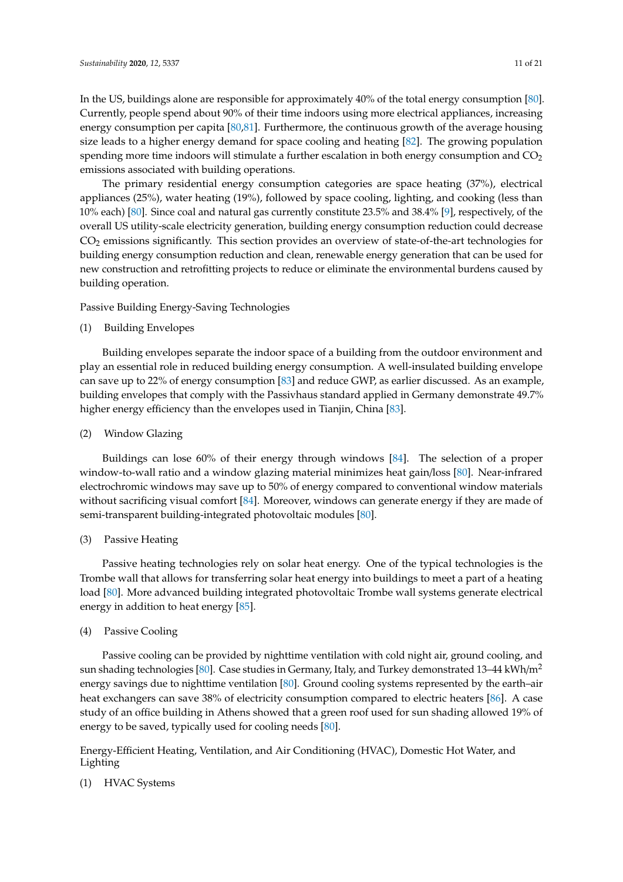In the US, buildings alone are responsible for approximately 40% of the total energy consumption [80]. Currently, people spend about 90% of their time indoors using more electrical appliances, increasing energy consumption per capita [80,81]. Furthermore, the continuous growth of the average housing size leads to a higher energy demand for space cooling and heating [82]. The growing population spending more time indoors will stimulate a further escalation in both energy consumption and $CO_2$ emissions associated with building operations.

The primary residential energy consumption categories are space heating (37%), electrical appliances (25%), water heating (19%), followed by space cooling, lighting, and cooking (less than 10% each) [80]. Since coal and natural gas currently constitute 23.5% and 38.4% [9], respectively, of the overall US utility-scale electricity generation, building energy consumption reduction could decrease $CO_2$ emissions significantly. This section provides an overview of state-of-the-art technologies for building energy consumption reduction and clean, renewable energy generation that can be used for new construction and retrofitting projects to reduce or eliminate the environmental burdens caused by building operation.

Passive Building Energy-Saving Technologies

(1) Building Envelopes

Building envelopes separate the indoor space of a building from the outdoor environment and play an essential role in reduced building energy consumption. A well-insulated building envelope can save up to 22% of energy consumption [83] and reduce GWP, as earlier discussed. As an example, building envelopes that comply with the Passivhaus standard applied in Germany demonstrate 49.7% higher energy efficiency than the envelopes used in Tianjin, China [83].

(2) Window Glazing

Buildings can lose 60% of their energy through windows [84]. The selection of a proper window-to-wall ratio and a window glazing material minimizes heat gain/loss [80]. Near-infrared electrochromic windows may save up to 50% of energy compared to conventional window materials without sacrificing visual comfort [84]. Moreover, windows can generate energy if they are made of semi-transparent building-integrated photovoltaic modules [80].

(3) Passive Heating

Passive heating technologies rely on solar heat energy. One of the typical technologies is the Trombe wall that allows for transferring solar heat energy into buildings to meet a part of a heating load [80]. More advanced building integrated photovoltaic Trombe wall systems generate electrical energy in addition to heat energy [85].

(4) Passive Cooling

Passive cooling can be provided by nighttime ventilation with cold night air, ground cooling, and sun shading technologies [80]. Case studies in Germany, Italy, and Turkey demonstrated 13–44 kWh/m$^2$ energy savings due to nighttime ventilation [80]. Ground cooling systems represented by the earth–air heat exchangers can save 38% of electricity consumption compared to electric heaters [86]. A case study of an office building in Athens showed that a green roof used for sun shading allowed 19% of energy to be saved, typically used for cooling needs [80].

Energy-Efficient Heating, Ventilation, and Air Conditioning (HVAC), Domestic Hot Water, and Lighting

(1) HVAC Systems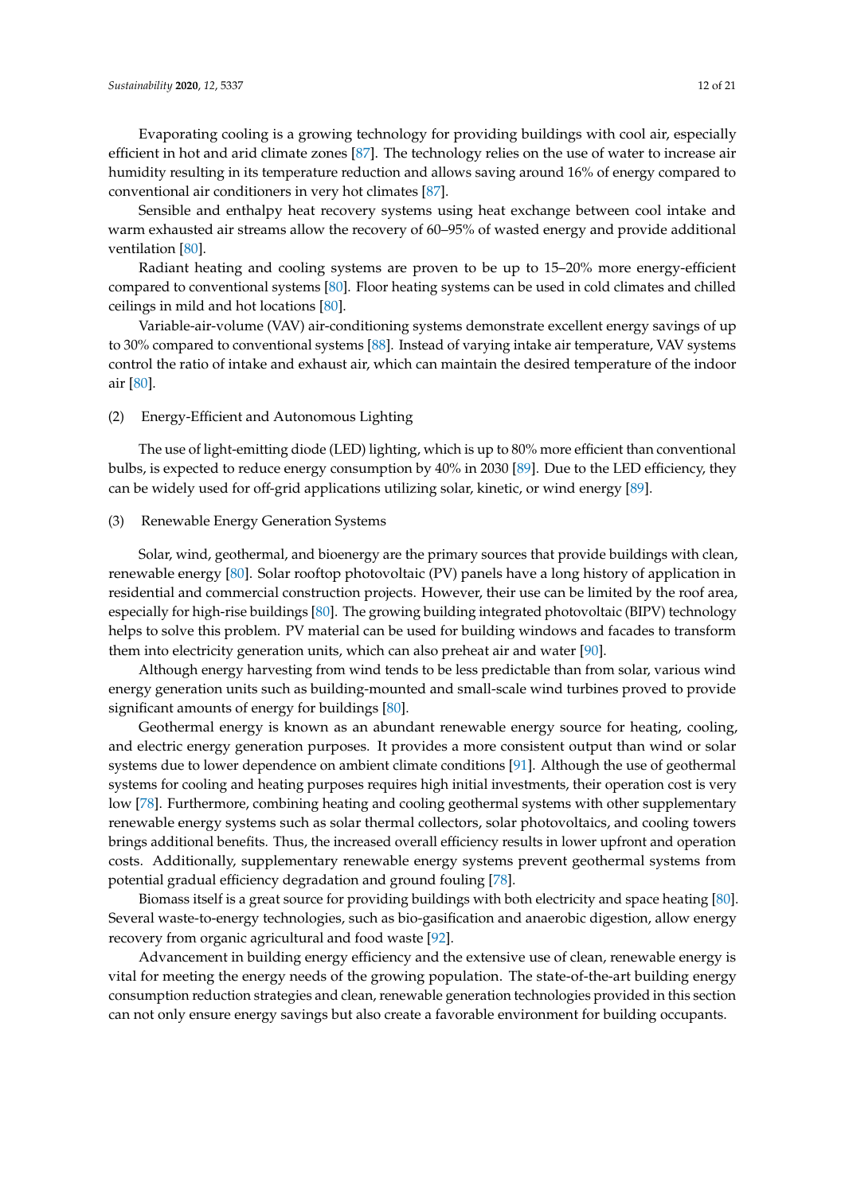Evaporating cooling is a growing technology for providing buildings with cool air, especially efficient in hot and arid climate zones [87]. The technology relies on the use of water to increase air humidity resulting in its temperature reduction and allows saving around 16% of energy compared to conventional air conditioners in very hot climates [87].

Sensible and enthalpy heat recovery systems using heat exchange between cool intake and warm exhausted air streams allow the recovery of 60–95% of wasted energy and provide additional ventilation [80].

Radiant heating and cooling systems are proven to be up to 15–20% more energy-efficient compared to conventional systems [80]. Floor heating systems can be used in cold climates and chilled ceilings in mild and hot locations [80].

Variable-air-volume (VAV) air-conditioning systems demonstrate excellent energy savings of up to 30% compared to conventional systems [88]. Instead of varying intake air temperature, VAV systems control the ratio of intake and exhaust air, which can maintain the desired temperature of the indoor air [80].

(2) Energy-Efficient and Autonomous Lighting

The use of light-emitting diode (LED) lighting, which is up to 80% more efficient than conventional bulbs, is expected to reduce energy consumption by 40% in 2030 [89]. Due to the LED efficiency, they can be widely used for off-grid applications utilizing solar, kinetic, or wind energy [89].

(3) Renewable Energy Generation Systems

Solar, wind, geothermal, and bioenergy are the primary sources that provide buildings with clean, renewable energy [80]. Solar rooftop photovoltaic (PV) panels have a long history of application in residential and commercial construction projects. However, their use can be limited by the roof area, especially for high-rise buildings [80]. The growing building integrated photovoltaic (BIPV) technology helps to solve this problem. PV material can be used for building windows and facades to transform them into electricity generation units, which can also preheat air and water [90].

Although energy harvesting from wind tends to be less predictable than from solar, various wind energy generation units such as building-mounted and small-scale wind turbines proved to provide significant amounts of energy for buildings [80].

Geothermal energy is known as an abundant renewable energy source for heating, cooling, and electric energy generation purposes. It provides a more consistent output than wind or solar systems due to lower dependence on ambient climate conditions [91]. Although the use of geothermal systems for cooling and heating purposes requires high initial investments, their operation cost is very low [78]. Furthermore, combining heating and cooling geothermal systems with other supplementary renewable energy systems such as solar thermal collectors, solar photovoltaics, and cooling towers brings additional benefits. Thus, the increased overall efficiency results in lower upfront and operation costs. Additionally, supplementary renewable energy systems prevent geothermal systems from potential gradual efficiency degradation and ground fouling [78].

Biomass itself is a great source for providing buildings with both electricity and space heating [80]. Several waste-to-energy technologies, such as bio-gasification and anaerobic digestion, allow energy recovery from organic agricultural and food waste [92].

Advancement in building energy efficiency and the extensive use of clean, renewable energy is vital for meeting the energy needs of the growing population. The state-of-the-art building energy consumption reduction strategies and clean, renewable generation technologies provided in this section can not only ensure energy savings but also create a favorable environment for building occupants.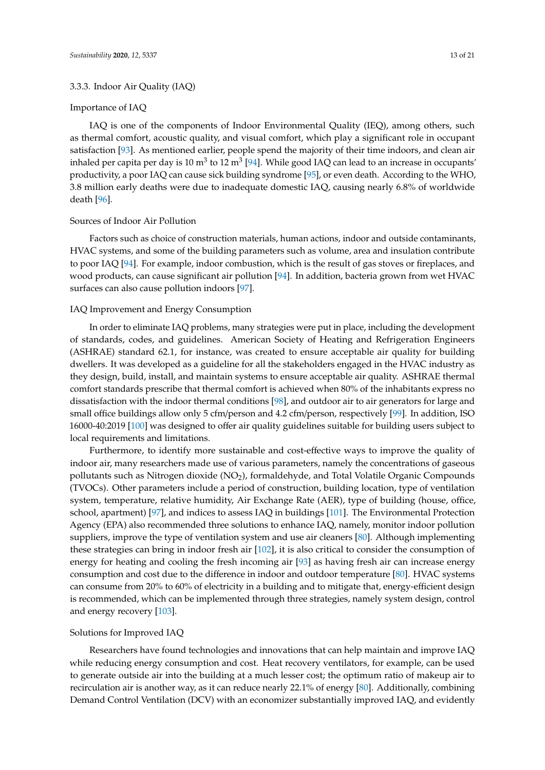#### 3.3.3. Indoor Air Quality (IAQ)

Importance of IAQ

IAQ is one of the components of Indoor Environmental Quality (IEQ), among others, such as thermal comfort, acoustic quality, and visual comfort, which play a significant role in occupant satisfaction [93]. As mentioned earlier, people spend the majority of their time indoors, and clean air inhaled per capita per day is 10 $m^3$ to 12 $m^3$ [94]. While good IAQ can lead to an increase in occupants' productivity, a poor IAQ can cause sick building syndrome [95], or even death. According to the WHO, 3.8 million early deaths were due to inadequate domestic IAQ, causing nearly 6.8% of worldwide death [96].

Sources of Indoor Air Pollution

Factors such as choice of construction materials, human actions, indoor and outside contaminants, HVAC systems, and some of the building parameters such as volume, area and insulation contribute to poor IAQ [94]. For example, indoor combustion, which is the result of gas stoves or fireplaces, and wood products, can cause significant air pollution [94]. In addition, bacteria grown from wet HVAC surfaces can also cause pollution indoors [97].

IAQ Improvement and Energy Consumption

In order to eliminate IAQ problems, many strategies were put in place, including the development of standards, codes, and guidelines. American Society of Heating and Refrigeration Engineers (ASHRAE) standard 62.1, for instance, was created to ensure acceptable air quality for building dwellers. It was developed as a guideline for all the stakeholders engaged in the HVAC industry as they design, build, install, and maintain systems to ensure acceptable air quality. ASHRAE thermal comfort standards prescribe that thermal comfort is achieved when 80% of the inhabitants express no dissatisfaction with the indoor thermal conditions [98], and outdoor air to air generators for large and small office buildings allow only 5 cfm/person and 4.2 cfm/person, respectively [99]. In addition, ISO 16000-40:2019 [100] was designed to offer air quality guidelines suitable for building users subject to local requirements and limitations.

Furthermore, to identify more sustainable and cost-effective ways to improve the quality of indoor air, many researchers made use of various parameters, namely the concentrations of gaseous pollutants such as Nitrogen dioxide ($NO_2$), formaldehyde, and Total Volatile Organic Compounds (TVOCs). Other parameters include a period of construction, building location, type of ventilation system, temperature, relative humidity, Air Exchange Rate (AER), type of building (house, office, school, apartment) [97], and indices to assess IAQ in buildings [101]. The Environmental Protection Agency (EPA) also recommended three solutions to enhance IAQ, namely, monitor indoor pollution suppliers, improve the type of ventilation system and use air cleaners [80]. Although implementing these strategies can bring in indoor fresh air [102], it is also critical to consider the consumption of energy for heating and cooling the fresh incoming air [93] as having fresh air can increase energy consumption and cost due to the difference in indoor and outdoor temperature [80]. HVAC systems can consume from 20% to 60% of electricity in a building and to mitigate that, energy-efficient design is recommended, which can be implemented through three strategies, namely system design, control and energy recovery [103].

Solutions for Improved IAQ

Researchers have found technologies and innovations that can help maintain and improve IAQ while reducing energy consumption and cost. Heat recovery ventilators, for example, can be used to generate outside air into the building at a much lesser cost; the optimum ratio of makeup air to recirculation air is another way, as it can reduce nearly 22.1% of energy [80]. Additionally, combining Demand Control Ventilation (DCV) with an economizer substantially improved IAQ, and evidently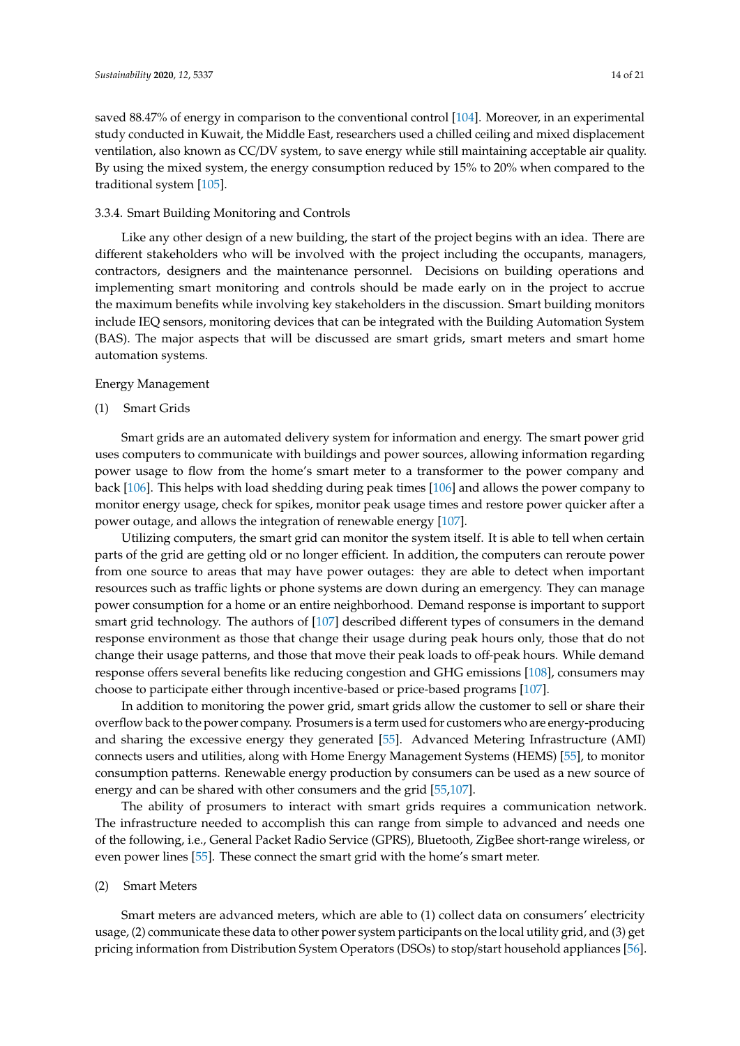saved 88.47% of energy in comparison to the conventional control [104]. Moreover, in an experimental study conducted in Kuwait, the Middle East, researchers used a chilled ceiling and mixed displacement ventilation, also known as CC/DV system, to save energy while still maintaining acceptable air quality. By using the mixed system, the energy consumption reduced by 15% to 20% when compared to the traditional system [105].

#### 3.3.4. Smart Building Monitoring and Controls

Like any other design of a new building, the start of the project begins with an idea. There are different stakeholders who will be involved with the project including the occupants, managers, contractors, designers and the maintenance personnel. Decisions on building operations and implementing smart monitoring and controls should be made early on in the project to accrue the maximum benefits while involving key stakeholders in the discussion. Smart building monitors include IEQ sensors, monitoring devices that can be integrated with the Building Automation System (BAS). The major aspects that will be discussed are smart grids, smart meters and smart home automation systems.

Energy Management

(1) Smart Grids

Smart grids are an automated delivery system for information and energy. The smart power grid uses computers to communicate with buildings and power sources, allowing information regarding power usage to flow from the home's smart meter to a transformer to the power company and back [106]. This helps with load shedding during peak times [106] and allows the power company to monitor energy usage, check for spikes, monitor peak usage times and restore power quicker after a power outage, and allows the integration of renewable energy [107].

Utilizing computers, the smart grid can monitor the system itself. It is able to tell when certain parts of the grid are getting old or no longer efficient. In addition, the computers can reroute power from one source to areas that may have power outages: they are able to detect when important resources such as traffic lights or phone systems are down during an emergency. They can manage power consumption for a home or an entire neighborhood. Demand response is important to support smart grid technology. The authors of [107] described different types of consumers in the demand response environment as those that change their usage during peak hours only, those that do not change their usage patterns, and those that move their peak loads to off-peak hours. While demand response offers several benefits like reducing congestion and GHG emissions [108], consumers may choose to participate either through incentive-based or price-based programs [107].

In addition to monitoring the power grid, smart grids allow the customer to sell or share their overflow back to the power company. Prosumers is a term used for customers who are energy-producing and sharing the excessive energy they generated [55]. Advanced Metering Infrastructure (AMI) connects users and utilities, along with Home Energy Management Systems (HEMS) [55], to monitor consumption patterns. Renewable energy production by consumers can be used as a new source of energy and can be shared with other consumers and the grid [55,107].

The ability of prosumers to interact with smart grids requires a communication network. The infrastructure needed to accomplish this can range from simple to advanced and needs one of the following, i.e., General Packet Radio Service (GPRS), Bluetooth, ZigBee short-range wireless, or even power lines [55]. These connect the smart grid with the home's smart meter.

(2) Smart Meters

Smart meters are advanced meters, which are able to (1) collect data on consumers' electricity usage, (2) communicate these data to other power system participants on the local utility grid, and (3) get pricing information from Distribution System Operators (DSOs) to stop/start household appliances [56].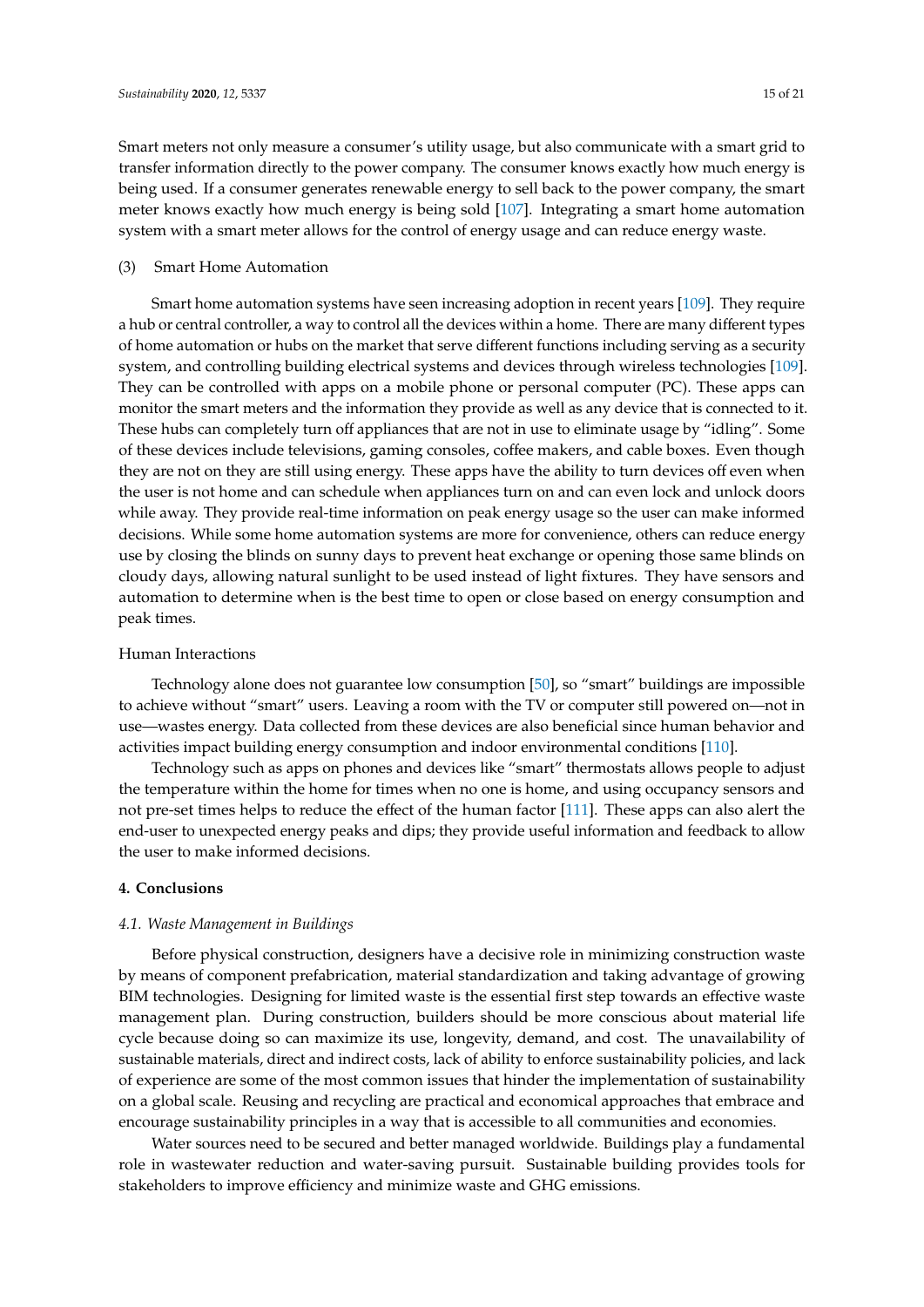Smart meters not only measure a consumer's utility usage, but also communicate with a smart grid to transfer information directly to the power company. The consumer knows exactly how much energy is being used. If a consumer generates renewable energy to sell back to the power company, the smart meter knows exactly how much energy is being sold [107]. Integrating a smart home automation system with a smart meter allows for the control of energy usage and can reduce energy waste.

(3) Smart Home Automation

Smart home automation systems have seen increasing adoption in recent years [109]. They require a hub or central controller, a way to control all the devices within a home. There are many different types of home automation or hubs on the market that serve different functions including serving as a security system, and controlling building electrical systems and devices through wireless technologies [109]. They can be controlled with apps on a mobile phone or personal computer (PC). These apps can monitor the smart meters and the information they provide as well as any device that is connected to it. These hubs can completely turn off appliances that are not in use to eliminate usage by "idling". Some of these devices include televisions, gaming consoles, coffee makers, and cable boxes. Even though they are not on they are still using energy. These apps have the ability to turn devices off even when the user is not home and can schedule when appliances turn on and can even lock and unlock doors while away. They provide real-time information on peak energy usage so the user can make informed decisions. While some home automation systems are more for convenience, others can reduce energy use by closing the blinds on sunny days to prevent heat exchange or opening those same blinds on cloudy days, allowing natural sunlight to be used instead of light fixtures. They have sensors and automation to determine when is the best time to open or close based on energy consumption and peak times.

Human Interactions

Technology alone does not guarantee low consumption [50], so "smart" buildings are impossible to achieve without "smart" users. Leaving a room with the TV or computer still powered on—not in use—wastes energy. Data collected from these devices are also beneficial since human behavior and activities impact building energy consumption and indoor environmental conditions [110].

Technology such as apps on phones and devices like "smart" thermostats allows people to adjust the temperature within the home for times when no one is home, and using occupancy sensors and not pre-set times helps to reduce the effect of the human factor [111]. These apps can also alert the end-user to unexpected energy peaks and dips; they provide useful information and feedback to allow the user to make informed decisions.

## 4. Conclusions

### 4.1. Waste Management in Buildings

Before physical construction, designers have a decisive role in minimizing construction waste by means of component prefabrication, material standardization and taking advantage of growing BIM technologies. Designing for limited waste is the essential first step towards an effective waste management plan. During construction, builders should be more conscious about material life cycle because doing so can maximize its use, longevity, demand, and cost. The unavailability of sustainable materials, direct and indirect costs, lack of ability to enforce sustainability policies, and lack of experience are some of the most common issues that hinder the implementation of sustainability on a global scale. Reusing and recycling are practical and economical approaches that embrace and encourage sustainability principles in a way that is accessible to all communities and economies.

Water sources need to be secured and better managed worldwide. Buildings play a fundamental role in wastewater reduction and water-saving pursuit. Sustainable building provides tools for stakeholders to improve efficiency and minimize waste and GHG emissions.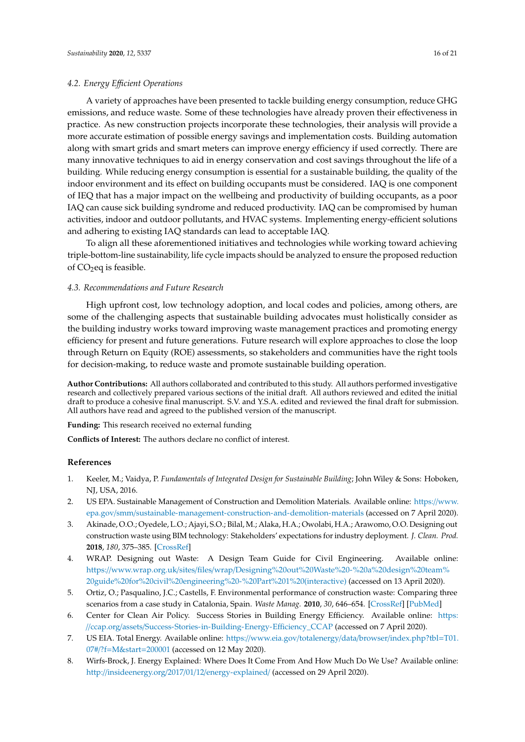### 4.2. Energy Efficient Operations

A variety of approaches have been presented to tackle building energy consumption, reduce GHG emissions, and reduce waste. Some of these technologies have already proven their effectiveness in practice. As new construction projects incorporate these technologies, their analysis will provide a more accurate estimation of possible energy savings and implementation costs. Building automation along with smart grids and smart meters can improve energy efficiency if used correctly. There are many innovative techniques to aid in energy conservation and cost savings throughout the life of a building. While reducing energy consumption is essential for a sustainable building, the quality of the indoor environment and its effect on building occupants must be considered. IAQ is one component of IEQ that has a major impact on the wellbeing and productivity of building occupants, as a poor IAQ can cause sick building syndrome and reduced productivity. IAQ can be compromised by human activities, indoor and outdoor pollutants, and HVAC systems. Implementing energy-efficient solutions and adhering to existing IAQ standards can lead to acceptable IAQ.

To align all these aforementioned initiatives and technologies while working toward achieving triple-bottom-line sustainability, life cycle impacts should be analyzed to ensure the proposed reduction of $CO_2$eq is feasible.

### 4.3. Recommendations and Future Research

High upfront cost, low technology adoption, and local codes and policies, among others, are some of the challenging aspects that sustainable building advocates must holistically consider as the building industry works toward improving waste management practices and promoting energy efficiency for present and future generations. Future research will explore approaches to close the loop through Return on Equity (ROE) assessments, so stakeholders and communities have the right tools for decision-making, to reduce waste and promote sustainable building operation.

**Author Contributions:** All authors collaborated and contributed to this study. All authors performed investigative research and collectively prepared various sections of the initial draft. All authors reviewed and edited the initial draft to produce a cohesive final manuscript. S.V. and Y.S.A. edited and reviewed the final draft for submission. All authors have read and agreed to the published version of the manuscript.

**Funding:** This research received no external funding

**Conflicts of Interest:** The authors declare no conflict of interest.

## References

1. Keeler, M.; Vaidya, P. *Fundamentals of Integrated Design for Sustainable Building*; John Wiley & Sons: Hoboken, NJ, USA, 2016.
2. US EPA. Sustainable Management of Construction and Demolition Materials. Available online: https://www.epa.gov/smm/sustainable-management-construction-and-demolition-materials (accessed on 7 April 2020).
3. Akinade, O.O.; Oyedele, L.O.; Ajayi, S.O.; Bilal, M.; Alaka, H.A.; Owolabi, H.A.; Arawomo, O.O. Designing out construction waste using BIM technology: Stakeholders' expectations for industry deployment. *J. Clean. Prod.* **2018**, *180*, 375–385. [CrossRef]
4. WRAP. Designing out Waste: A Design Team Guide for Civil Engineering. Available online: https://www.wrap.org.uk/sites/files/wrap/Designing%20out%20Waste%20-%20a%20design%20team%20guide%20for%20civil%20engineering%20-%20Part%201%20(interactive) (accessed on 13 April 2020).
5. Ortiz, O.; Pasqualino, J.C.; Castells, F. Environmental performance of construction waste: Comparing three scenarios from a case study in Catalonia, Spain. *Waste Manag.* **2010**, *30*, 646–654. [CrossRef] [PubMed]
6. Center for Clean Air Policy. Success Stories in Building Energy Efficiency. Available online: https://ccap.org/assets/Success-Stories-in-Building-Energy-Efficiency_CCAP (accessed on 7 April 2020).
7. US EIA. Total Energy. Available online: https://www.eia.gov/totalenergy/data/browser/index.php?tbl=T01.07#/?f=M&start=200001 (accessed on 12 May 2020).
8. Wirfs-Brock, J. Energy Explained: Where Does It Come From And How Much Do We Use? Available online: http://insideenergy.org/2017/01/12/energy-explained/ (accessed on 29 April 2020).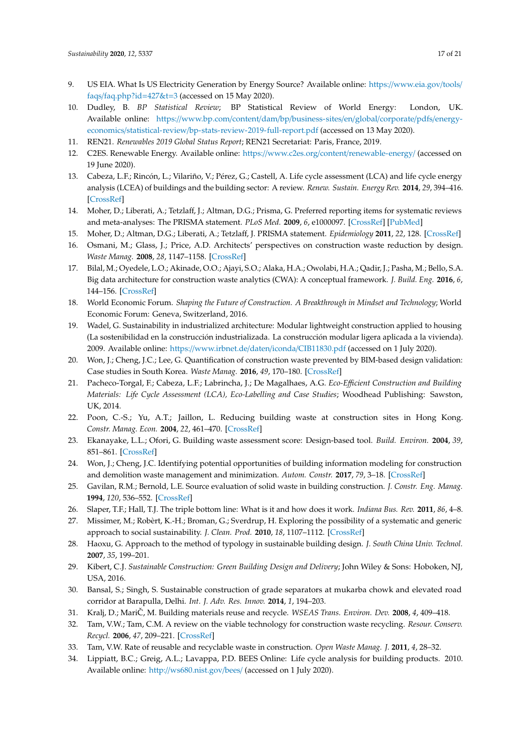9. US EIA. What Is US Electricity Generation by Energy Source? Available online: https://www.eia.gov/tools/faqs/faq.php?id=427&t=3 (accessed on 15 May 2020).
10. Dudley, B. *BP Statistical Review*; BP Statistical Review of World Energy: London, UK. Available online: https://www.bp.com/content/dam/bp/business-sites/en/global/corporate/pdfs/energy-economics/statistical-review/bp-stats-review-2019-full-report.pdf (accessed on 13 May 2020).
11. REN21. *Renewables 2019 Global Status Report*; REN21 Secretariat: Paris, France, 2019.
12. C2ES. Renewable Energy. Available online: https://www.c2es.org/content/renewable-energy/ (accessed on 19 June 2020).
13. Cabeza, L.F.; Rincón, L.; Vilariño, V.; Pérez, G.; Castell, A. Life cycle assessment (LCA) and life cycle energy analysis (LCEA) of buildings and the building sector: A review. *Renew. Sustain. Energy Rev.* **2014**, *29*, 394–416. [CrossRef]
14. Moher, D.; Liberati, A.; Tetzlaff, J.; Altman, D.G.; Prisma, G. Preferred reporting items for systematic reviews and meta-analyses: The PRISMA statement. *PLoS Med.* **2009**, *6*, e1000097. [CrossRef] [PubMed]
15. Moher, D.; Altman, D.G.; Liberati, A.; Tetzlaff, J. PRISMA statement. *Epidemiology* **2011**, *22*, 128. [CrossRef]
16. Osmani, M.; Glass, J.; Price, A.D. Architects' perspectives on construction waste reduction by design. *Waste Manag.* **2008**, *28*, 1147–1158. [CrossRef]
17. Bilal, M.; Oyedele, L.O.; Akinade, O.O.; Ajayi, S.O.; Alaka, H.A.; Owolabi, H.A.; Qadir, J.; Pasha, M.; Bello, S.A. Big data architecture for construction waste analytics (CWA): A conceptual framework. *J. Build. Eng.* **2016**, *6*, 144–156. [CrossRef]
18. World Economic Forum. *Shaping the Future of Construction. A Breakthrough in Mindset and Technology*; World Economic Forum: Geneva, Switzerland, 2016.
19. Wadel, G. Sustainability in industrialized architecture: Modular lightweight construction applied to housing (La sostenibilidad en la construcción industrializada. La construcción modular ligera aplicada a la vivienda). 2009. Available online: https://www.irbnet.de/daten/iconda/CIB11830.pdf (accessed on 1 July 2020).
20. Won, J.; Cheng, J.C.; Lee, G. Quantification of construction waste prevented by BIM-based design validation: Case studies in South Korea. *Waste Manag.* **2016**, *49*, 170–180. [CrossRef]
21. Pacheco-Torgal, F.; Cabeza, L.F.; Labrincha, J.; De Magalhaes, A.G. *Eco-Efficient Construction and Building Materials: Life Cycle Assessment (LCA), Eco-Labelling and Case Studies*; Woodhead Publishing: Sawston, UK, 2014.
22. Poon, C.-S.; Yu, A.T.; Jaillon, L. Reducing building waste at construction sites in Hong Kong. *Constr. Manag. Econ.* **2004**, *22*, 461–470. [CrossRef]
23. Ekanayake, L.L.; Ofori, G. Building waste assessment score: Design-based tool. *Build. Environ.* **2004**, *39*, 851–861. [CrossRef]
24. Won, J.; Cheng, J.C. Identifying potential opportunities of building information modeling for construction and demolition waste management and minimization. *Autom. Constr.* **2017**, *79*, 3–18. [CrossRef]
25. Gavilan, R.M.; Bernold, L.E. Source evaluation of solid waste in building construction. *J. Constr. Eng. Manag.* **1994**, *120*, 536–552. [CrossRef]
26. Slaper, T.F.; Hall, T.J. The triple bottom line: What is it and how does it work. *Indiana Bus. Rev.* **2011**, *86*, 4–8.
27. Missimer, M.; Robèrt, K.-H.; Broman, G.; Sverdrup, H. Exploring the possibility of a systematic and generic approach to social sustainability. *J. Clean. Prod.* **2010**, *18*, 1107–1112. [CrossRef]
28. Haoxu, G. Approach to the method of typology in sustainable building design. *J. South China Univ. Technol.* **2007**, *35*, 199–201.
29. Kibert, C.J. *Sustainable Construction: Green Building Design and Delivery*; John Wiley & Sons: Hoboken, NJ, USA, 2016.
30. Bansal, S.; Singh, S. Sustainable construction of grade separators at mukarba chowk and elevated road corridor at Barapulla, Delhi. *Int. J. Adv. Res. Innov.* **2014**, *1*, 194–203.
31. Kralj, D.; MariČ, M. Building materials reuse and recycle. *WSEAS Trans. Environ. Dev.* **2008**, *4*, 409–418.
32. Tam, V.W.; Tam, C.M. A review on the viable technology for construction waste recycling. *Resour. Conserv. Recycl.* **2006**, *47*, 209–221. [CrossRef]
33. Tam, V.W. Rate of reusable and recyclable waste in construction. *Open Waste Manag. J.* **2011**, *4*, 28–32.
34. Lippiatt, B.C.; Greig, A.L.; Lavappa, P.D. BEES Online: Life cycle analysis for building products. 2010. Available online: http://ws680.nist.gov/bees/ (accessed on 1 July 2020).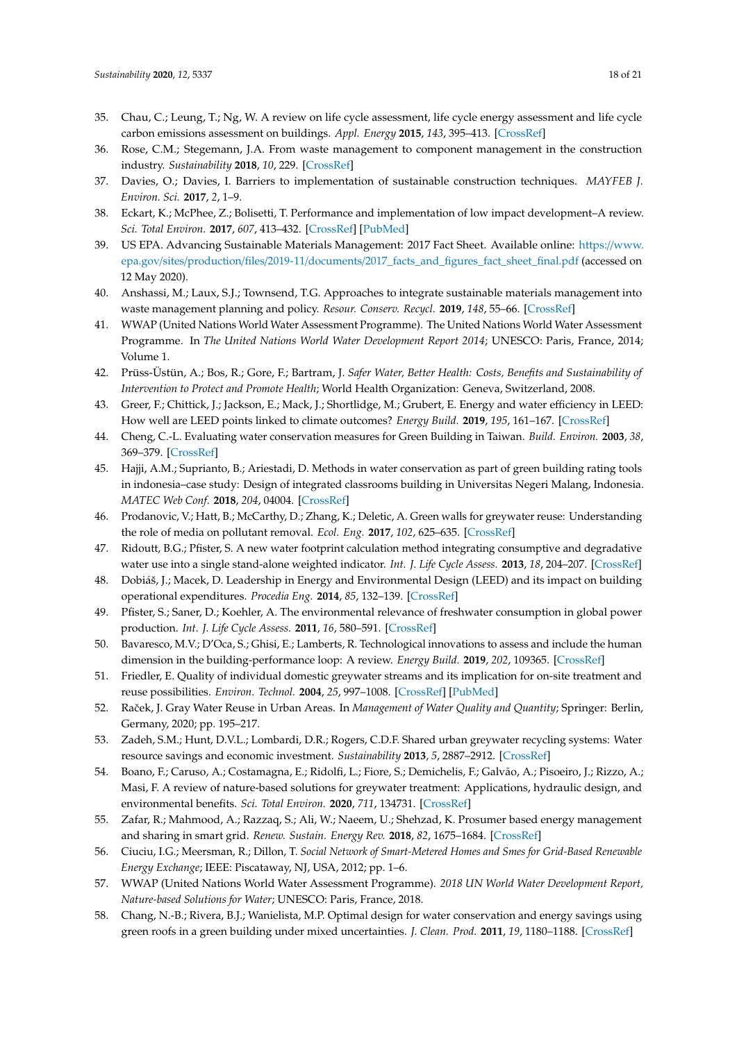35. Chau, C.; Leung, T.; Ng, W. A review on life cycle assessment, life cycle energy assessment and life cycle carbon emissions assessment on buildings. *Appl. Energy* **2015**, *143*, 395–413. [CrossRef]
36. Rose, C.M.; Stegemann, J.A. From waste management to component management in the construction industry. *Sustainability* **2018**, *10*, 229. [CrossRef]
37. Davies, O.; Davies, I. Barriers to implementation of sustainable construction techniques. *MAYFEB J. Environ. Sci.* **2017**, *2*, 1–9.
38. Eckart, K.; McPhee, Z.; Bolisetti, T. Performance and implementation of low impact development–A review. *Sci. Total Environ.* **2017**, *607*, 413–432. [CrossRef] [PubMed]
39. US EPA. Advancing Sustainable Materials Management: 2017 Fact Sheet. Available online: https://www.epa.gov/sites/production/files/2019-11/documents/2017_facts_and_figures_fact_sheet_final.pdf (accessed on 12 May 2020).
40. Anshassi, M.; Laux, S.J.; Townsend, T.G. Approaches to integrate sustainable materials management into waste management planning and policy. *Resour. Conserv. Recycl.* **2019**, *148*, 55–66. [CrossRef]
41. WWAP (United Nations World Water Assessment Programme). The United Nations World Water Assessment Programme. In *The United Nations World Water Development Report 2014*; UNESCO: Paris, France, 2014; Volume 1.
42. Prüss-Üstün, A.; Bos, R.; Gore, F.; Bartram, J. *Safer Water, Better Health: Costs, Benefits and Sustainability of Intervention to Protect and Promote Health*; World Health Organization: Geneva, Switzerland, 2008.
43. Greer, F.; Chittick, J.; Jackson, E.; Mack, J.; Shortlidge, M.; Grubert, E. Energy and water efficiency in LEED: How well are LEED points linked to climate outcomes? *Energy Build.* **2019**, *195*, 161–167. [CrossRef]
44. Cheng, C.-L. Evaluating water conservation measures for Green Building in Taiwan. *Build. Environ.* **2003**, *38*, 369–379. [CrossRef]
45. Hajji, A.M.; Suprianto, B.; Ariestadi, D. Methods in water conservation as part of green building rating tools in indonesia–case study: Design of integrated classrooms building in Universitas Negeri Malang, Indonesia. *MATEC Web Conf.* **2018**, *204*, 04004. [CrossRef]
46. Prodanovic, V.; Hatt, B.; McCarthy, D.; Zhang, K.; Deletic, A. Green walls for greywater reuse: Understanding the role of media on pollutant removal. *Ecol. Eng.* **2017**, *102*, 625–635. [CrossRef]
47. Ridoutt, B.G.; Pfister, S. A new water footprint calculation method integrating consumptive and degradative water use into a single stand-alone weighted indicator. *Int. J. Life Cycle Assess.* **2013**, *18*, 204–207. [CrossRef]
48. Dobiáš, J.; Macek, D. Leadership in Energy and Environmental Design (LEED) and its impact on building operational expenditures. *Procedia Eng.* **2014**, *85*, 132–139. [CrossRef]
49. Pfister, S.; Saner, D.; Koehler, A. The environmental relevance of freshwater consumption in global power production. *Int. J. Life Cycle Assess.* **2011**, *16*, 580–591. [CrossRef]
50. Bavaresco, M.V.; D'Oca, S.; Ghisi, E.; Lamberts, R. Technological innovations to assess and include the human dimension in the building-performance loop: A review. *Energy Build.* **2019**, *202*, 109365. [CrossRef]
51. Friedler, E. Quality of individual domestic greywater streams and its implication for on-site treatment and reuse possibilities. *Environ. Technol.* **2004**, *25*, 997–1008. [CrossRef] [PubMed]
52. Raček, J. Gray Water Reuse in Urban Areas. In *Management of Water Quality and Quantity*; Springer: Berlin, Germany, 2020; pp. 195–217.
53. Zadeh, S.M.; Hunt, D.V.L.; Lombardi, D.R.; Rogers, C.D.F. Shared urban greywater recycling systems: Water resource savings and economic investment. *Sustainability* **2013**, *5*, 2887–2912. [CrossRef]
54. Boano, F.; Caruso, A.; Costamagna, E.; Ridolfi, L.; Fiore, S.; Demichelis, F.; Galvão, A.; Pisoeiro, J.; Rizzo, A.; Masi, F. A review of nature-based solutions for greywater treatment: Applications, hydraulic design, and environmental benefits. *Sci. Total Environ.* **2020**, *711*, 134731. [CrossRef]
55. Zafar, R.; Mahmood, A.; Razzaq, S.; Ali, W.; Naeem, U.; Shehzad, K. Prosumer based energy management and sharing in smart grid. *Renew. Sustain. Energy Rev.* **2018**, *82*, 1675–1684. [CrossRef]
56. Ciuciu, I.G.; Meersman, R.; Dillon, T. *Social Network of Smart-Metered Homes and Smes for Grid-Based Renewable Energy Exchange*; IEEE: Piscataway, NJ, USA, 2012; pp. 1–6.
57. WWAP (United Nations World Water Assessment Programme). *2018 UN World Water Development Report, Nature-based Solutions for Water*; UNESCO: Paris, France, 2018.
58. Chang, N.-B.; Rivera, B.J.; Wanielista, M.P. Optimal design for water conservation and energy savings using green roofs in a green building under mixed uncertainties. *J. Clean. Prod.* **2011**, *19*, 1180–1188. [CrossRef]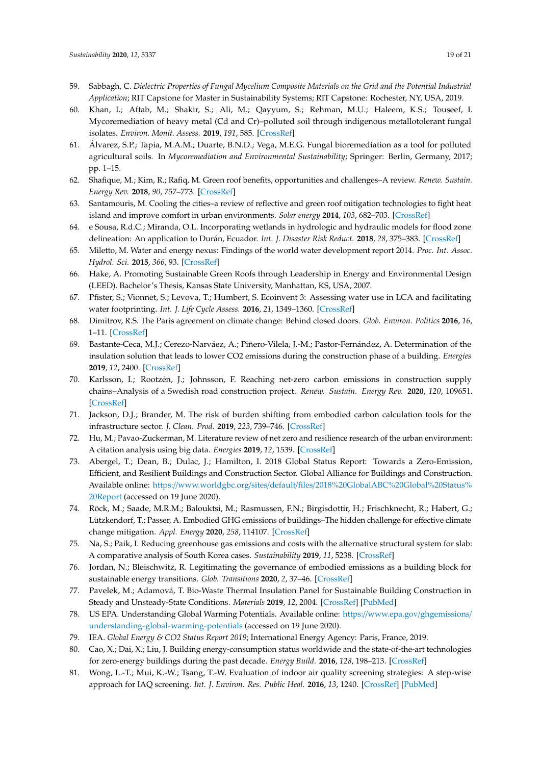59. Sabbagh, C. *Dielectric Properties of Fungal Mycelium Composite Materials on the Grid and the Potential Industrial Application*; RIT Capstone for Master in Sustainability Systems; RIT Capstone: Rochester, NY, USA, 2019.
60. Khan, I.; Aftab, M.; Shakir, S.; Ali, M.; Qayyum, S.; Rehman, M.U.; Haleem, K.S.; Touseef, I. Mycoremediation of heavy metal (Cd and Cr)–polluted soil through indigenous metallotolerant fungal isolates. *Environ. Monit. Assess.* **2019**, *191*, 585. [CrossRef]
61. Álvarez, S.P.; Tapia, M.A.M.; Duarte, B.N.D.; Vega, M.E.G. Fungal bioremediation as a tool for polluted agricultural soils. In *Mycoremediation and Environmental Sustainability*; Springer: Berlin, Germany, 2017; pp. 1–15.
62. Shafique, M.; Kim, R.; Rafiq, M. Green roof benefits, opportunities and challenges–A review. *Renew. Sustain. Energy Rev.* **2018**, *90*, 757–773. [CrossRef]
63. Santamouris, M. Cooling the cities–a review of reflective and green roof mitigation technologies to fight heat island and improve comfort in urban environments. *Solar energy* **2014**, *103*, 682–703. [CrossRef]
64. e Sousa, R.d.C.; Miranda, O.L. Incorporating wetlands in hydrologic and hydraulic models for flood zone delineation: An application to Durán, Ecuador. *Int. J. Disaster Risk Reduct.* **2018**, *28*, 375–383. [CrossRef]
65. Miletto, M. Water and energy nexus: Findings of the world water development report 2014. *Proc. Int. Assoc. Hydrol. Sci.* **2015**, *366*, 93. [CrossRef]
66. Hake, A. Promoting Sustainable Green Roofs through Leadership in Energy and Environmental Design (LEED). Bachelor's Thesis, Kansas State University, Manhattan, KS, USA, 2007.
67. Pfister, S.; Vionnet, S.; Levova, T.; Humbert, S. Ecoinvent 3: Assessing water use in LCA and facilitating water footprinting. *Int. J. Life Cycle Assess.* **2016**, *21*, 1349–1360. [CrossRef]
68. Dimitrov, R.S. The Paris agreement on climate change: Behind closed doors. *Glob. Environ. Politics* **2016**, *16*, 1–11. [CrossRef]
69. Bastante-Ceca, M.J.; Cerezo-Narváez, A.; Piñero-Vilela, J.-M.; Pastor-Fernández, A. Determination of the insulation solution that leads to lower CO2 emissions during the construction phase of a building. *Energies* **2019**, *12*, 2400. [CrossRef]
70. Karlsson, I.; Rootzén, J.; Johnsson, F. Reaching net-zero carbon emissions in construction supply chains–Analysis of a Swedish road construction project. *Renew. Sustain. Energy Rev.* **2020**, *120*, 109651. [CrossRef]
71. Jackson, D.J.; Brander, M. The risk of burden shifting from embodied carbon calculation tools for the infrastructure sector. *J. Clean. Prod.* **2019**, *223*, 739–746. [CrossRef]
72. Hu, M.; Pavao-Zuckerman, M. Literature review of net zero and resilience research of the urban environment: A citation analysis using big data. *Energies* **2019**, *12*, 1539. [CrossRef]
73. Abergel, T.; Dean, B.; Dulac, J.; Hamilton, I. 2018 Global Status Report: Towards a Zero-Emission, Efficient, and Resilient Buildings and Construction Sector. Global Alliance for Buildings and Construction. Available online: https://www.worldgbc.org/sites/default/files/2018%20GlobalABC%20Global%20Status%20Report (accessed on 19 June 2020).
74. Röck, M.; Saade, M.R.M.; Balouktsi, M.; Rasmussen, F.N.; Birgisdottir, H.; Frischknecht, R.; Habert, G.; Lützkendorf, T.; Passer, A. Embodied GHG emissions of buildings–The hidden challenge for effective climate change mitigation. *Appl. Energy* **2020**, *258*, 114107. [CrossRef]
75. Na, S.; Paik, I. Reducing greenhouse gas emissions and costs with the alternative structural system for slab: A comparative analysis of South Korea cases. *Sustainability* **2019**, *11*, 5238. [CrossRef]
76. Jordan, N.; Bleischwitz, R. Legitimating the governance of embodied emissions as a building block for sustainable energy transitions. *Glob. Transitions* **2020**, *2*, 37–46. [CrossRef]
77. Pavelek, M.; Adamová, T. Bio-Waste Thermal Insulation Panel for Sustainable Building Construction in Steady and Unsteady-State Conditions. *Materials* **2019**, *12*, 2004. [CrossRef] [PubMed]
78. US EPA. Understanding Global Warming Potentials. Available online: https://www.epa.gov/ghgemissions/understanding-global-warming-potentials (accessed on 19 June 2020).
79. IEA. *Global Energy & CO2 Status Report 2019*; International Energy Agency: Paris, France, 2019.
80. Cao, X.; Dai, X.; Liu, J. Building energy-consumption status worldwide and the state-of-the-art technologies for zero-energy buildings during the past decade. *Energy Build.* **2016**, *128*, 198–213. [CrossRef]
81. Wong, L.-T.; Mui, K.-W.; Tsang, T.-W. Evaluation of indoor air quality screening strategies: A step-wise approach for IAQ screening. *Int. J. Environ. Res. Public Heal.* **2016**, *13*, 1240. [CrossRef] [PubMed]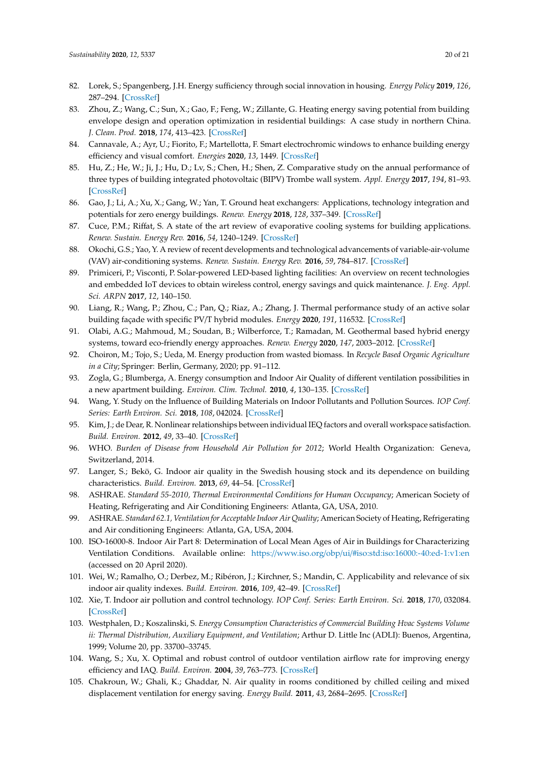82. Lorek, S.; Spangenberg, J.H. Energy sufficiency through social innovation in housing. *Energy Policy* **2019**, *126*, 287–294. [CrossRef]
83. Zhou, Z.; Wang, C.; Sun, X.; Gao, F.; Feng, W.; Zillante, G. Heating energy saving potential from building envelope design and operation optimization in residential buildings: A case study in northern China. *J. Clean. Prod.* **2018**, *174*, 413–423. [CrossRef]
84. Cannavale, A.; Ayr, U.; Fiorito, F.; Martellotta, F. Smart electrochromic windows to enhance building energy efficiency and visual comfort. *Energies* **2020**, *13*, 1449. [CrossRef]
85. Hu, Z.; He, W.; Ji, J.; Hu, D.; Lv, S.; Chen, H.; Shen, Z. Comparative study on the annual performance of three types of building integrated photovoltaic (BIPV) Trombe wall system. *Appl. Energy* **2017**, *194*, 81–93. [CrossRef]
86. Gao, J.; Li, A.; Xu, X.; Gang, W.; Yan, T. Ground heat exchangers: Applications, technology integration and potentials for zero energy buildings. *Renew. Energy* **2018**, *128*, 337–349. [CrossRef]
87. Cuce, P.M.; Riffat, S. A state of the art review of evaporative cooling systems for building applications. *Renew. Sustain. Energy Rev.* **2016**, *54*, 1240–1249. [CrossRef]
88. Okochi, G.S.; Yao, Y. A review of recent developments and technological advancements of variable-air-volume (VAV) air-conditioning systems. *Renew. Sustain. Energy Rev.* **2016**, *59*, 784–817. [CrossRef]
89. Primiceri, P.; Visconti, P. Solar-powered LED-based lighting facilities: An overview on recent technologies and embedded IoT devices to obtain wireless control, energy savings and quick maintenance. *J. Eng. Appl. Sci. ARPN* **2017**, *12*, 140–150.
90. Liang, R.; Wang, P.; Zhou, C.; Pan, Q.; Riaz, A.; Zhang, J. Thermal performance study of an active solar building façade with specific PV/T hybrid modules. *Energy* **2020**, *191*, 116532. [CrossRef]
91. Olabi, A.G.; Mahmoud, M.; Soudan, B.; Wilberforce, T.; Ramadan, M. Geothermal based hybrid energy systems, toward eco-friendly energy approaches. *Renew. Energy* **2020**, *147*, 2003–2012. [CrossRef]
92. Choiron, M.; Tojo, S.; Ueda, M. Energy production from wasted biomass. In *Recycle Based Organic Agriculture in a City*; Springer: Berlin, Germany, 2020; pp. 91–112.
93. Zogla, G.; Blumberga, A. Energy consumption and Indoor Air Quality of different ventilation possibilities in a new apartment building. *Environ. Clim. Technol.* **2010**, *4*, 130–135. [CrossRef]
94. Wang, Y. Study on the Influence of Building Materials on Indoor Pollutants and Pollution Sources. *IOP Conf. Series: Earth Environ. Sci.* **2018**, *108*, 042024. [CrossRef]
95. Kim, J.; de Dear, R. Nonlinear relationships between individual IEQ factors and overall workspace satisfaction. *Build. Environ.* **2012**, *49*, 33–40. [CrossRef]
96. WHO. *Burden of Disease from Household Air Pollution for 2012*; World Health Organization: Geneva, Switzerland, 2014.
97. Langer, S.; Bekö, G. Indoor air quality in the Swedish housing stock and its dependence on building characteristics. *Build. Environ.* **2013**, *69*, 44–54. [CrossRef]
98. ASHRAE. *Standard 55-2010, Thermal Environmental Conditions for Human Occupancy*; American Society of Heating, Refrigerating and Air Conditioning Engineers: Atlanta, GA, USA, 2010.
99. ASHRAE. *Standard 62.1, Ventilation for Acceptable Indoor Air Quality*; American Society of Heating, Refrigerating and Air conditioning Engineers: Atlanta, GA, USA, 2004.
100. ISO-16000-8. Indoor Air Part 8: Determination of Local Mean Ages of Air in Buildings for Characterizing Ventilation Conditions. Available online: https://www.iso.org/obp/ui/#iso:std:iso:16000:-40:ed-1:v1:en (accessed on 20 April 2020).
101. Wei, W.; Ramalho, O.; Derbez, M.; Ribéron, J.; Kirchner, S.; Mandin, C. Applicability and relevance of six indoor air quality indexes. *Build. Environ.* **2016**, *109*, 42–49. [CrossRef]
102. Xie, T. Indoor air pollution and control technology. *IOP Conf. Series: Earth Environ. Sci.* **2018**, *170*, 032084. [CrossRef]
103. Westphalen, D.; Koszalinski, S. *Energy Consumption Characteristics of Commercial Building Hvac Systems Volume ii: Thermal Distribution, Auxiliary Equipment, and Ventilation*; Arthur D. Little Inc (ADLI): Buenos, Argentina, 1999; Volume 20, pp. 33700–33745.
104. Wang, S.; Xu, X. Optimal and robust control of outdoor ventilation airflow rate for improving energy efficiency and IAQ. *Build. Environ.* **2004**, *39*, 763–773. [CrossRef]
105. Chakroun, W.; Ghali, K.; Ghaddar, N. Air quality in rooms conditioned by chilled ceiling and mixed displacement ventilation for energy saving. *Energy Build.* **2011**, *43*, 2684–2695. [CrossRef]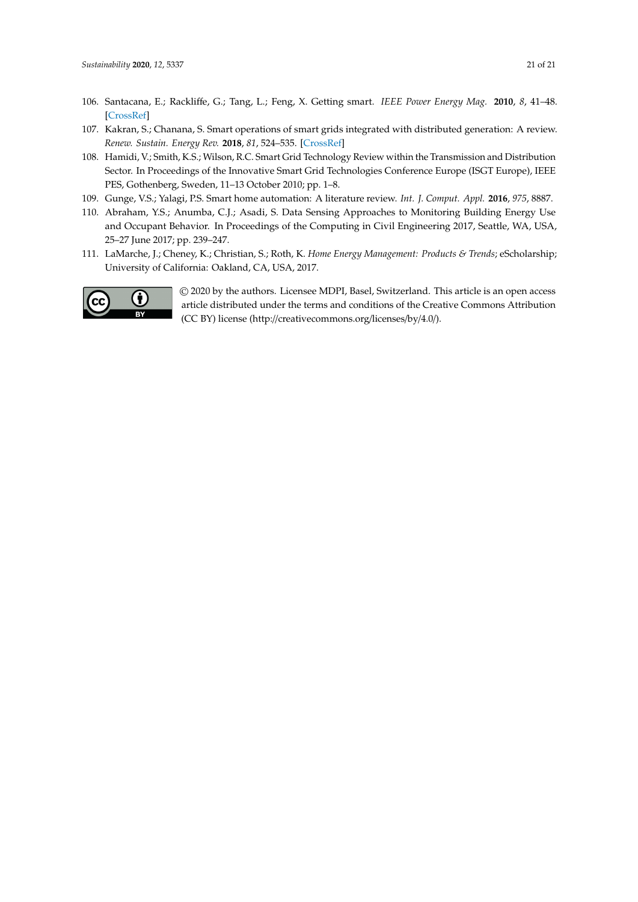106. Santacana, E.; Rackliffe, G.; Tang, L.; Feng, X. Getting smart. *IEEE Power Energy Mag.* **2010**, *8*, 41–48. [CrossRef]
107. Kakran, S.; Chanana, S. Smart operations of smart grids integrated with distributed generation: A review. *Renew. Sustain. Energy Rev.* **2018**, *81*, 524–535. [CrossRef]
108. Hamidi, V.; Smith, K.S.; Wilson, R.C. Smart Grid Technology Review within the Transmission and Distribution Sector. In Proceedings of the Innovative Smart Grid Technologies Conference Europe (ISGT Europe), IEEE PES, Gothenberg, Sweden, 11–13 October 2010; pp. 1–8.
109. Gunge, V.S.; Yalagi, P.S. Smart home automation: A literature review. *Int. J. Comput. Appl.* **2016**, *975*, 8887.
110. Abraham, Y.S.; Anumba, C.J.; Asadi, S. Data Sensing Approaches to Monitoring Building Energy Use and Occupant Behavior. In Proceedings of the Computing in Civil Engineering 2017, Seattle, WA, USA, 25–27 June 2017; pp. 239–247.
111. LaMarche, J.; Cheney, K.; Christian, S.; Roth, K. *Home Energy Management: Products & Trends*; eScholarship; University of California: Oakland, CA, USA, 2017.

© 2020 by the authors. Licensee MDPI, Basel, Switzerland. This article is an open access article distributed under the terms and conditions of the Creative Commons Attribution (CC BY) license (http://creativecommons.org/licenses/by/4.0/).